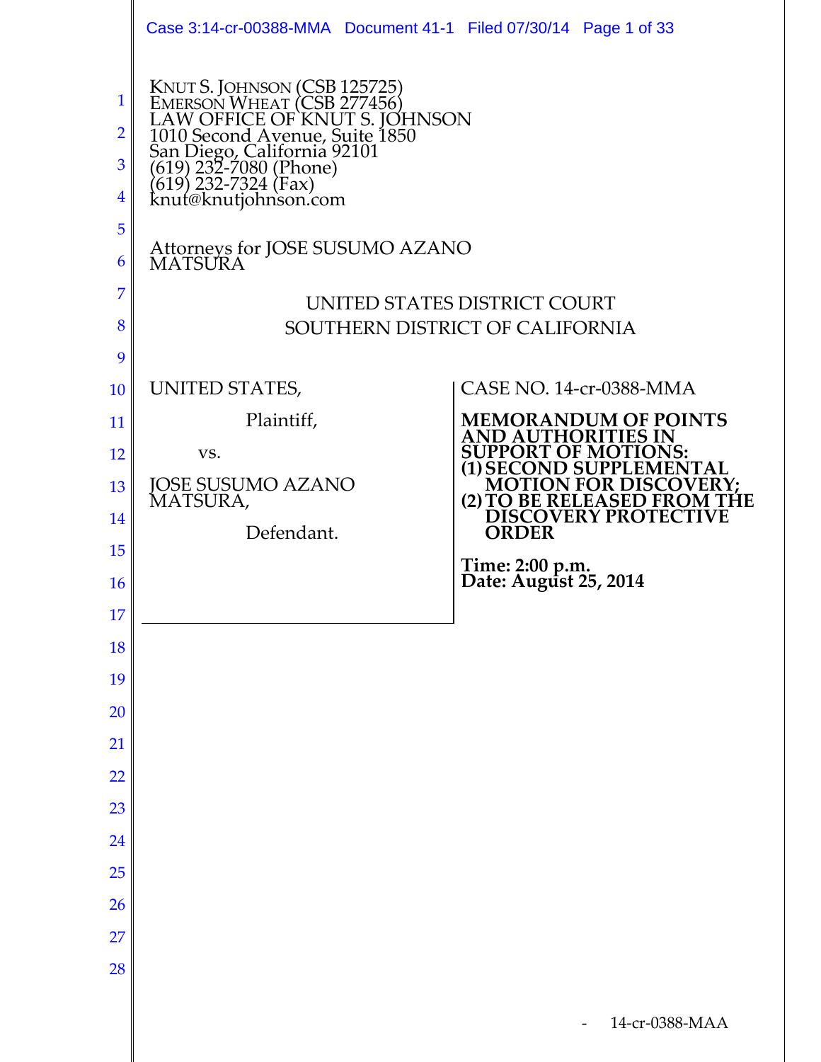KNUT S. JOHNSON (CSB 125725)
EMERSON WHEAT (CSB 277456)
LAW OFFICE OF KNUT S. JOHNSON
1010 Second Avenue, Suite 1850
San Diego, California 92101
(619) 232-7080 (Phone)
(619) 232-7324 (Fax)
knut@knutjohnson.com

Attorneys for JOSE SUSUMO AZANO MATSURA

UNITED STATES DISTRICT COURT
SOUTHERN DISTRICT OF CALIFORNIA

| | |
|---|---|
| UNITED STATES,<br><br>Plaintiff,<br><br>vs.<br><br>JOSE SUSUMO AZANO MATSURA,<br><br>Defendant. | CASE NO. 14-cr-0388-MMA<br><br>**MEMORANDUM OF POINTS AND AUTHORITIES IN SUPPORT OF MOTIONS:**<br>**(1) SECOND SUPPLEMENTAL MOTION FOR DISCOVERY;**<br>**(2) TO BE RELEASED FROM THE DISCOVERY PROTECTIVE ORDER**<br><br>**Time: 2:00 p.m.**<br>**Date: August 25, 2014** |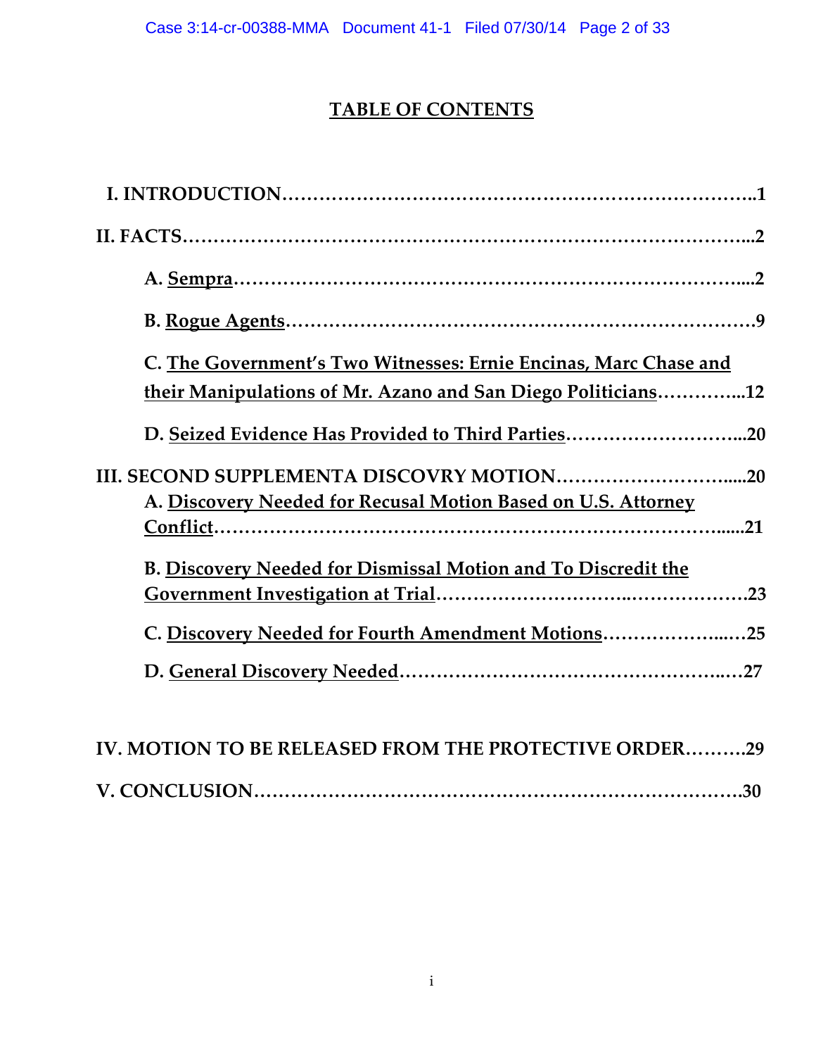# TABLE OF CONTENTS

**I. INTRODUCTION……………………………………………………………………..1**

**II. FACTS…………………………………………………………………………………...2**

- **A. Sempra……………………………………………………………………….....2**
- **B. Rogue Agents…………………………………………………………………9**
- **C. The Government's Two Witnesses: Ernie Encinas, Marc Chase and their Manipulations of Mr. Azano and San Diego Politicians…………...12**
- **D. Seized Evidence Has Provided to Third Parties………………………..20**

**III. SECOND SUPPLEMENTA DISCOVRY MOTION………………………......20**

- **A. Discovery Needed for Recusal Motion Based on U.S. Attorney Conflict…………………………………………………………………......21**
- **B. Discovery Needed for Dismissal Motion and To Discredit the Government Investigation at Trial………………………..……………….23**
- **C. Discovery Needed for Fourth Amendment Motions………………...…25**
- **D. General Discovery Needed………………………………………...…27**

**IV. MOTION TO BE RELEASED FROM THE PROTECTIVE ORDER………29**

**V. CONCLUSION…………………………………………………………………….30**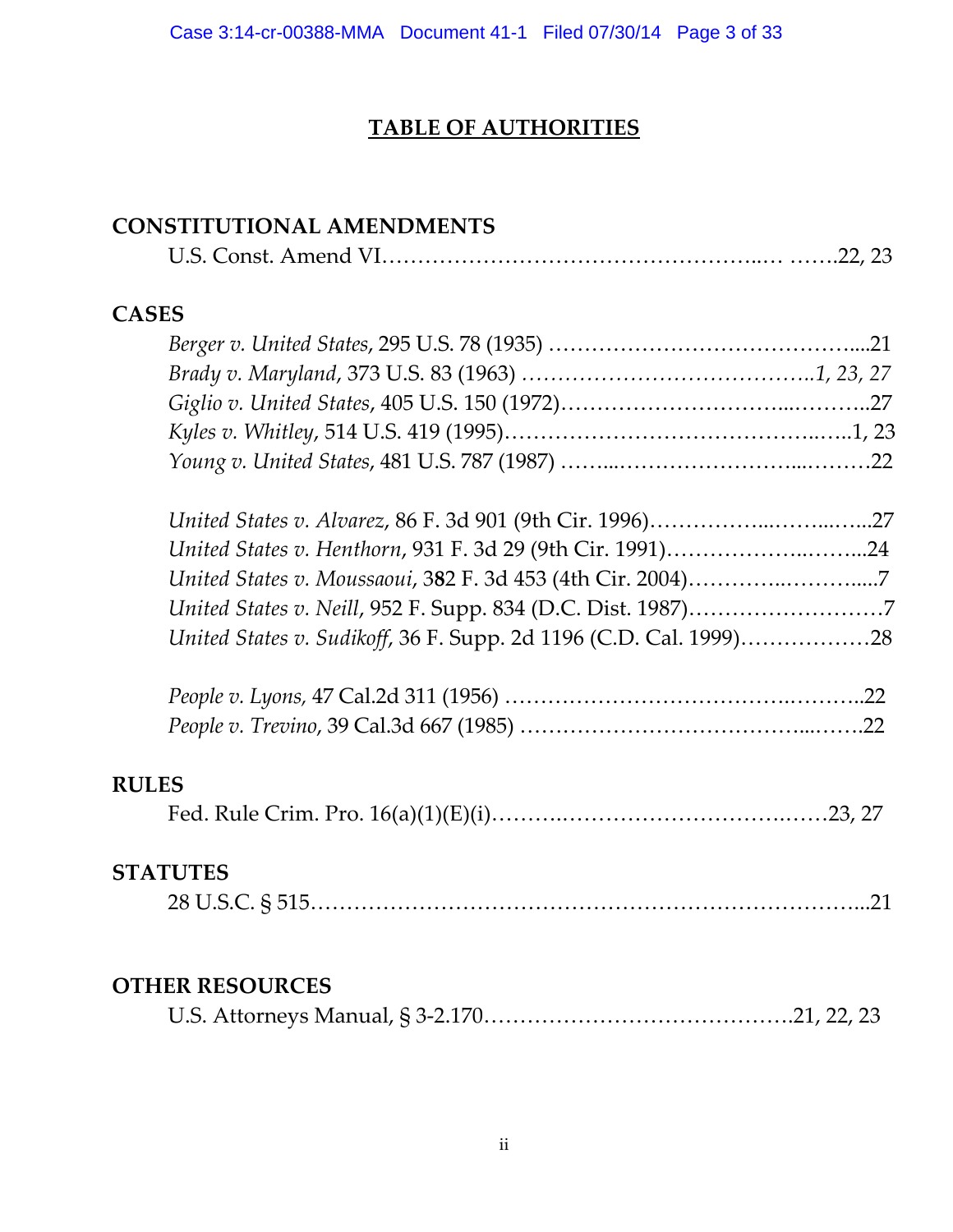# TABLE OF AUTHORITIES

## CONSTITUTIONAL AMENDMENTS

U.S. Const. Amend VI……………………………………………..… …….22, 23

## CASES

*Berger v. United States*, 295 U.S. 78 (1935) ……………………………………....21

*Brady v. Maryland*, 373 U.S. 83 (1963) ………………………………..*1, 23, 27*

*Giglio v. United States*, 405 U.S. 150 (1972)………………………...………..27

*Kyles v. Whitley*, 514 U.S. 419 (1995)…………………………………..…..1, 23

*Young v. United States*, 481 U.S. 787 (1987) ……...…………………....………22

*United States v. Alvarez*, 86 F. 3d 901 (9th Cir. 1996)……………..……..…...27

*United States v. Henthorn*, 931 F. 3d 29 (9th Cir. 1991)………………..……...24

*United States v. Moussaoui*, 382 F. 3d 453 (4th Cir. 2004)…………..……….....7

*United States v. Neill*, 952 F. Supp. 834 (D.C. Dist. 1987)………………………7

*United States v. Sudikoff*, 36 F. Supp. 2d 1196 (C.D. Cal. 1999)………………28

*People v. Lyons*, 47 Cal.2d 311 (1956) ………………………………..………..22

*People v. Trevino*, 39 Cal.3d 667 (1985) ……………………………...…….22

## RULES

Fed. Rule Crim. Pro. 16(a)(1)(E)(i)……….…………………………..……23, 27

## STATUTES

28 U.S.C. § 515……………………………………………………………...21

## OTHER RESOURCES

U.S. Attorneys Manual, § 3-2.170…………………………………….21, 22, 23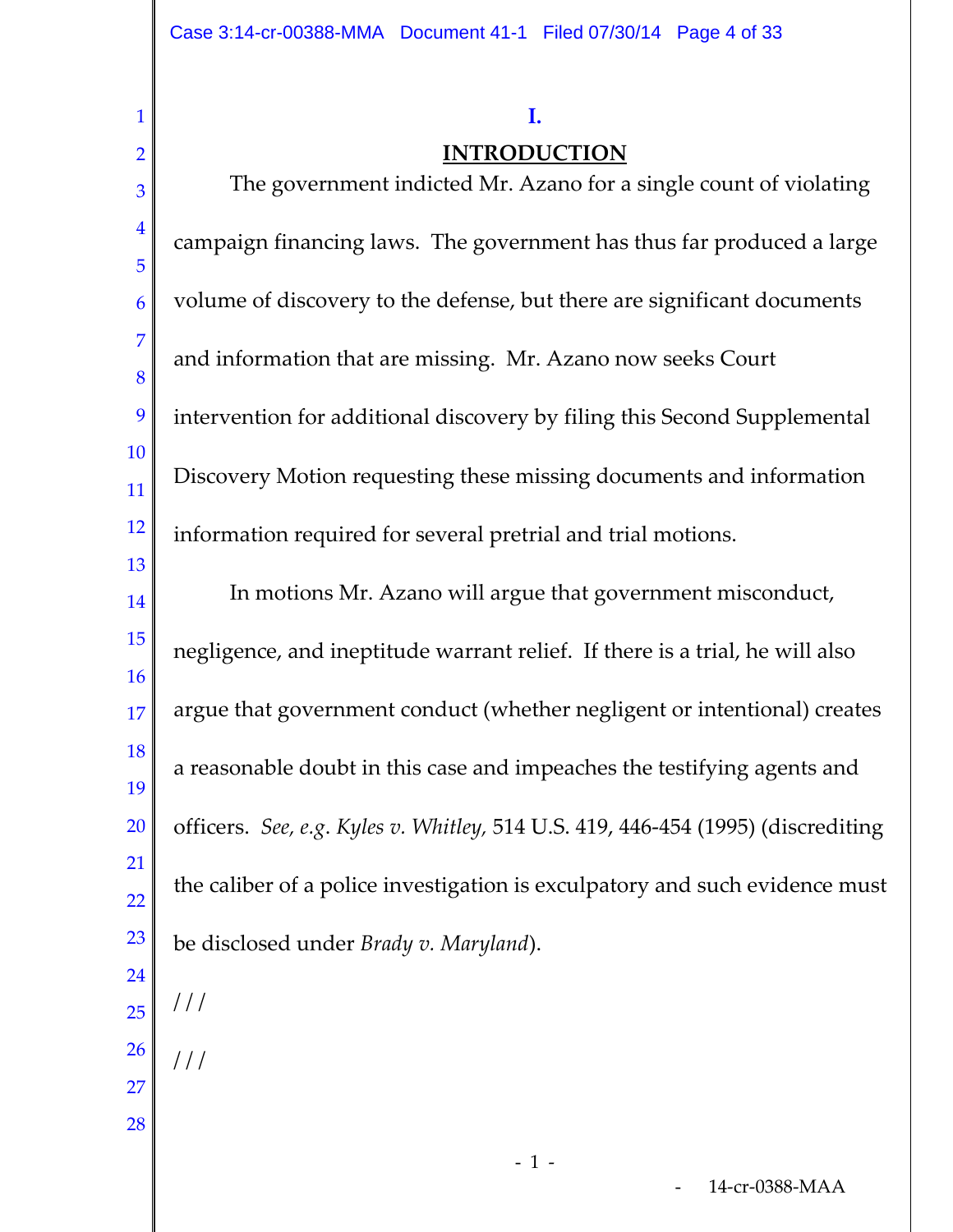# I.

# INTRODUCTION

The government indicted Mr. Azano for a single count of violating campaign financing laws. The government has thus far produced a large volume of discovery to the defense, but there are significant documents and information that are missing. Mr. Azano now seeks Court intervention for additional discovery by filing this Second Supplemental Discovery Motion requesting these missing documents and information information required for several pretrial and trial motions.

In motions Mr. Azano will argue that government misconduct, negligence, and ineptitude warrant relief. If there is a trial, he will also argue that government conduct (whether negligent or intentional) creates a reasonable doubt in this case and impeaches the testifying agents and officers. *See, e.g. Kyles v. Whitley,* 514 U.S. 419, 446-454 (1995) (discrediting the caliber of a police investigation is exculpatory and such evidence must be disclosed under *Brady v. Maryland*).

///

///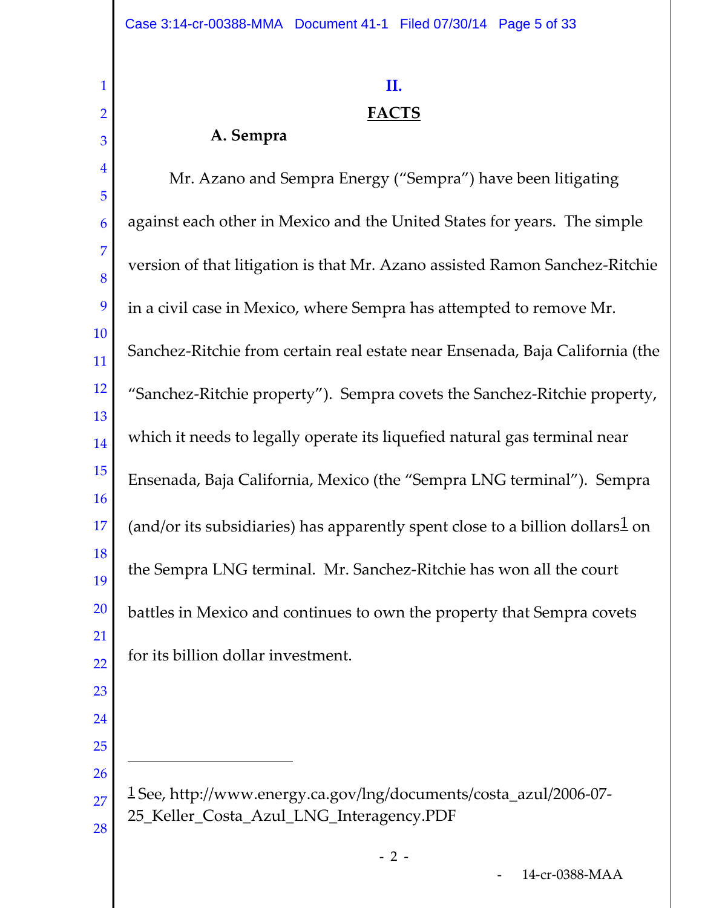## II.

## FACTS

### A. Sempra

Mr. Azano and Sempra Energy ("Sempra") have been litigating against each other in Mexico and the United States for years. The simple version of that litigation is that Mr. Azano assisted Ramon Sanchez-Ritchie in a civil case in Mexico, where Sempra has attempted to remove Mr. Sanchez-Ritchie from certain real estate near Ensenada, Baja California (the "Sanchez-Ritchie property"). Sempra covets the Sanchez-Ritchie property, which it needs to legally operate its liquefied natural gas terminal near Ensenada, Baja California, Mexico (the "Sempra LNG terminal"). Sempra (and/or its subsidiaries) has apparently spent close to a billion dollars[1] on the Sempra LNG terminal. Mr. Sanchez-Ritchie has won all the court battles in Mexico and continues to own the property that Sempra covets for its billion dollar investment.

---

[1] See, http://www.energy.ca.gov/lng/documents/costa_azul/2006-07-25_Keller_Costa_Azul_LNG_Interagency.PDF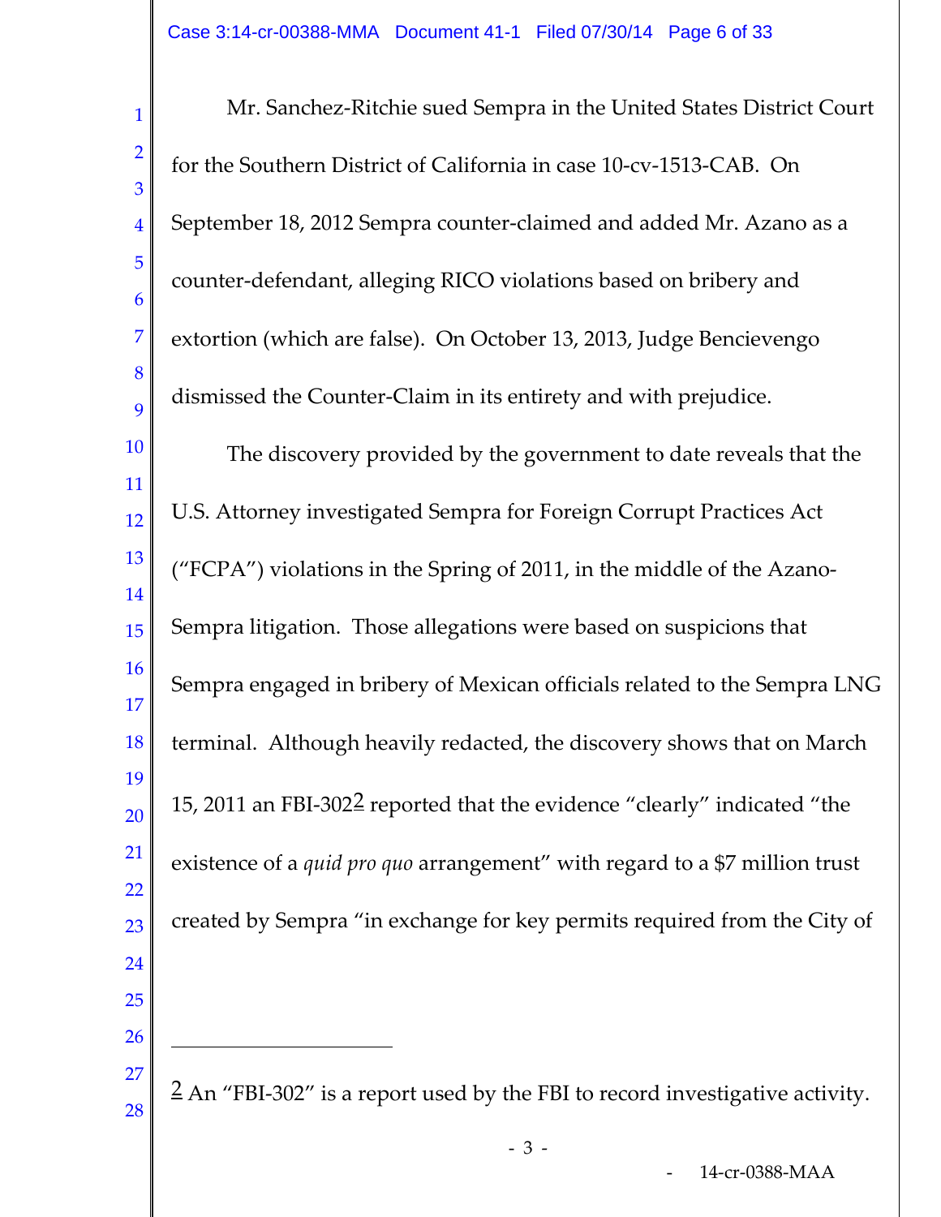Mr. Sanchez-Ritchie sued Sempra in the United States District Court for the Southern District of California in case 10-cv-1513-CAB. On September 18, 2012 Sempra counter-claimed and added Mr. Azano as a counter-defendant, alleging RICO violations based on bribery and extortion (which are false). On October 13, 2013, Judge Bencievengo dismissed the Counter-Claim in its entirety and with prejudice.

The discovery provided by the government to date reveals that the U.S. Attorney investigated Sempra for Foreign Corrupt Practices Act ("FCPA") violations in the Spring of 2011, in the middle of the Azano-Sempra litigation. Those allegations were based on suspicions that Sempra engaged in bribery of Mexican officials related to the Sempra LNG terminal. Although heavily redacted, the discovery shows that on March 15, 2011 an FBI-302[2] reported that the evidence "clearly" indicated "the existence of a *quid pro quo* arrangement" with regard to a $7 million trust created by Sempra "in exchange for key permits required from the City of

---

[2] An "FBI-302" is a report used by the FBI to record investigative activity.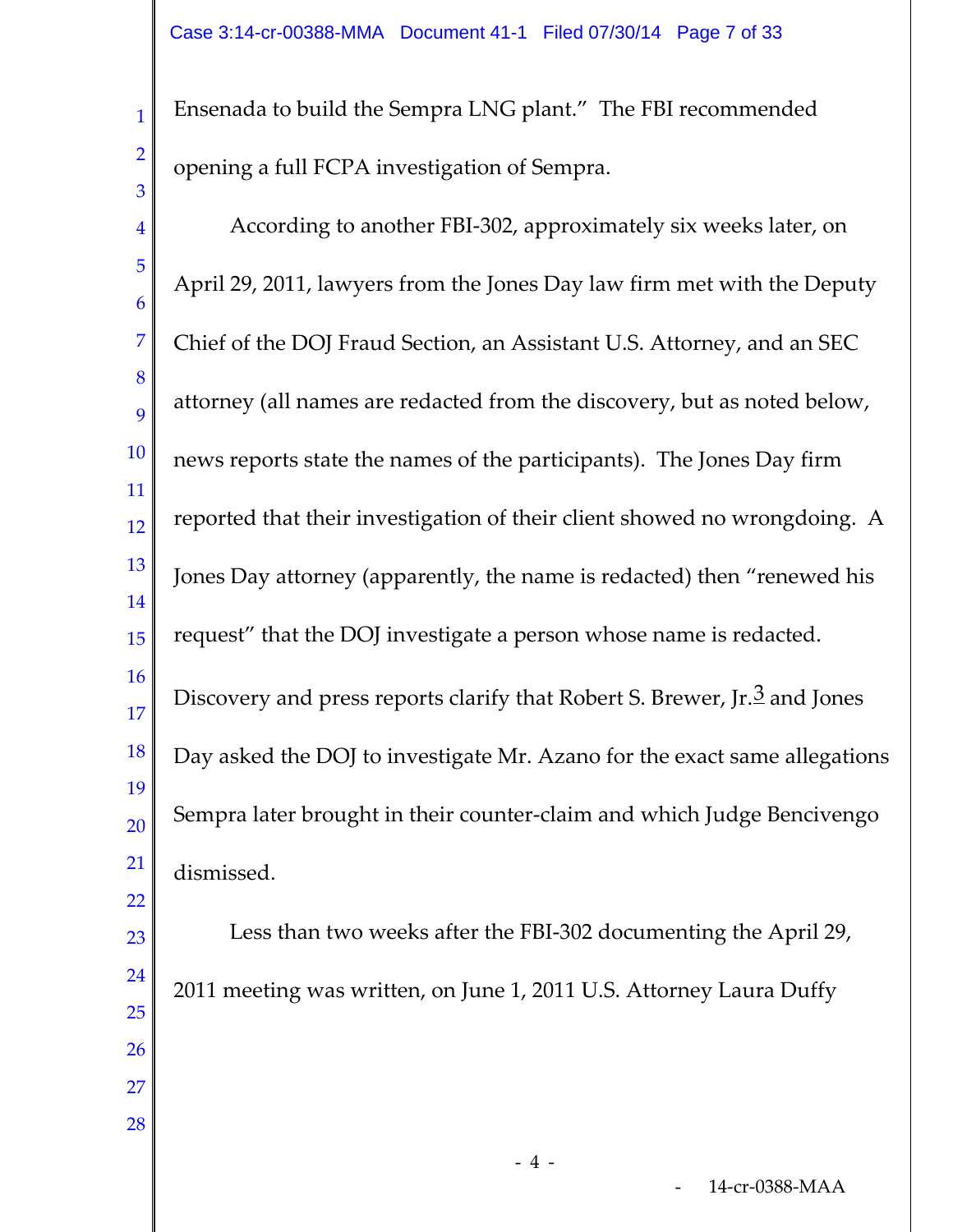Ensenada to build the Sempra LNG plant." The FBI recommended opening a full FCPA investigation of Sempra.

According to another FBI-302, approximately six weeks later, on April 29, 2011, lawyers from the Jones Day law firm met with the Deputy Chief of the DOJ Fraud Section, an Assistant U.S. Attorney, and an SEC attorney (all names are redacted from the discovery, but as noted below, news reports state the names of the participants). The Jones Day firm reported that their investigation of their client showed no wrongdoing. A Jones Day attorney (apparently, the name is redacted) then "renewed his request" that the DOJ investigate a person whose name is redacted. Discovery and press reports clarify that Robert S. Brewer, Jr.[3] and Jones Day asked the DOJ to investigate Mr. Azano for the exact same allegations Sempra later brought in their counter-claim and which Judge Bencivengo dismissed.

Less than two weeks after the FBI-302 documenting the April 29, 2011 meeting was written, on June 1, 2011 U.S. Attorney Laura Duffy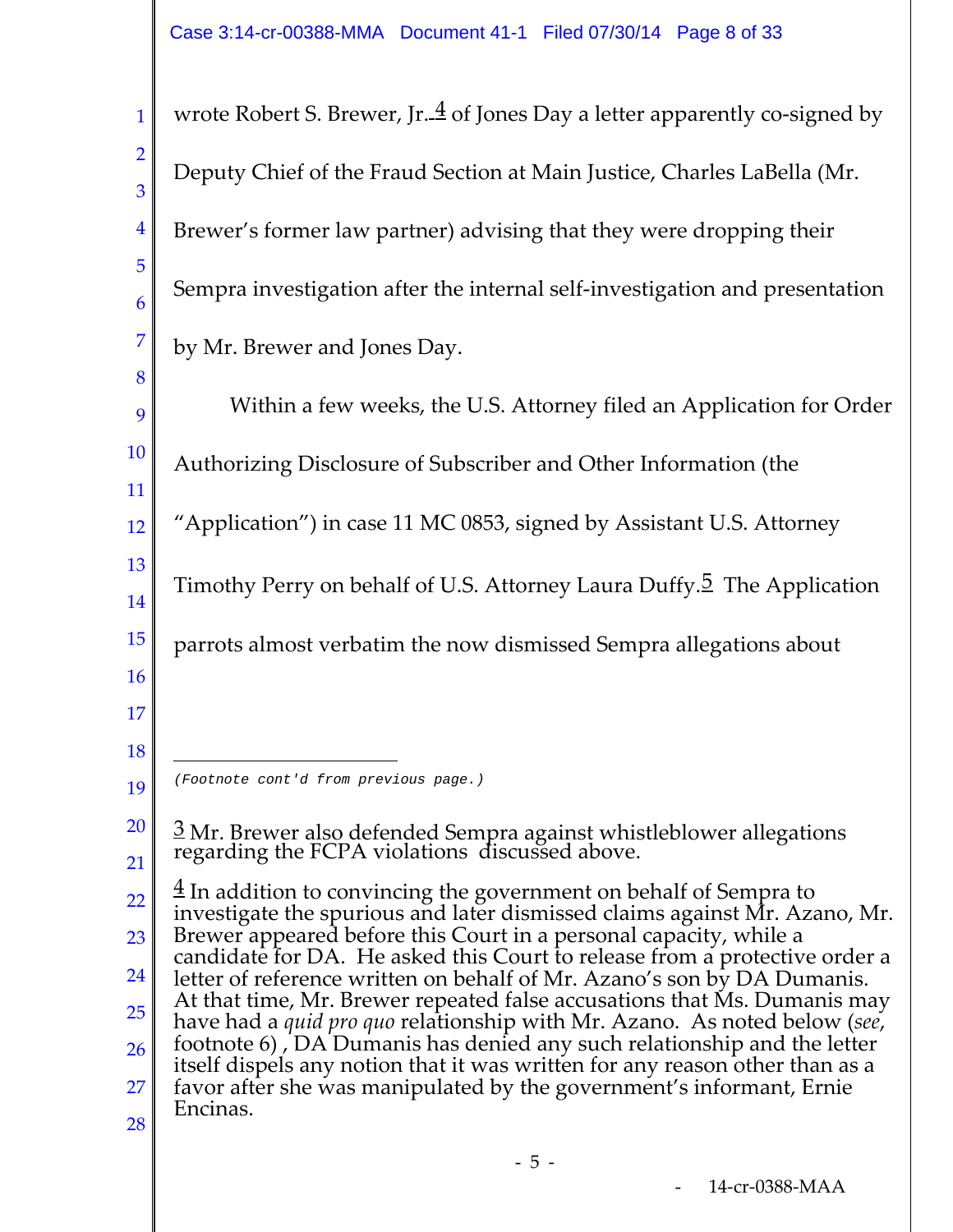wrote Robert S. Brewer, Jr.[4] of Jones Day a letter apparently co-signed by Deputy Chief of the Fraud Section at Main Justice, Charles LaBella (Mr. Brewer's former law partner) advising that they were dropping their Sempra investigation after the internal self-investigation and presentation by Mr. Brewer and Jones Day.

Within a few weeks, the U.S. Attorney filed an Application for Order Authorizing Disclosure of Subscriber and Other Information (the "Application") in case 11 MC 0853, signed by Assistant U.S. Attorney Timothy Perry on behalf of U.S. Attorney Laura Duffy.[5] The Application parrots almost verbatim the now dismissed Sempra allegations about

---

(Footnote cont'd from previous page.)

[3] Mr. Brewer also defended Sempra against whistleblower allegations regarding the FCPA violations discussed above.

[4] In addition to convincing the government on behalf of Sempra to investigate the spurious and later dismissed claims against Mr. Azano, Mr. Brewer appeared before this Court in a personal capacity, while a candidate for DA. He asked this Court to release from a protective order a letter of reference written on behalf of Mr. Azano's son by DA Dumanis. At that time, Mr. Brewer repeated false accusations that Ms. Dumanis may have had a *quid pro quo* relationship with Mr. Azano. As noted below (*see*, footnote 6) , DA Dumanis has denied any such relationship and the letter itself dispels any notion that it was written for any reason other than as a favor after she was manipulated by the government's informant, Ernie Encinas.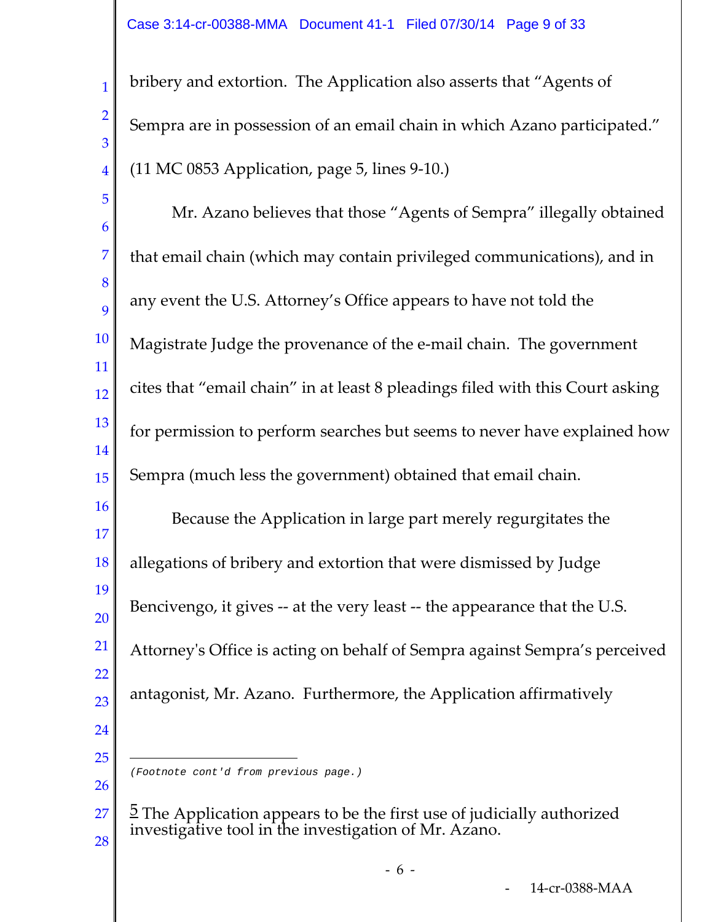bribery and extortion. The Application also asserts that "Agents of Sempra are in possession of an email chain in which Azano participated." (11 MC 0853 Application, page 5, lines 9-10.)

Mr. Azano believes that those "Agents of Sempra" illegally obtained that email chain (which may contain privileged communications), and in any event the U.S. Attorney's Office appears to have not told the Magistrate Judge the provenance of the e-mail chain. The government cites that "email chain" in at least 8 pleadings filed with this Court asking for permission to perform searches but seems to never have explained how Sempra (much less the government) obtained that email chain.

Because the Application in large part merely regurgitates the allegations of bribery and extortion that were dismissed by Judge Bencivengo, it gives -- at the very least -- the appearance that the U.S. Attorney's Office is acting on behalf of Sempra against Sempra's perceived antagonist, Mr. Azano. Furthermore, the Application affirmatively

---

*(Footnote cont'd from previous page.)*

[5] The Application appears to be the first use of judicially authorized investigative tool in the investigation of Mr. Azano.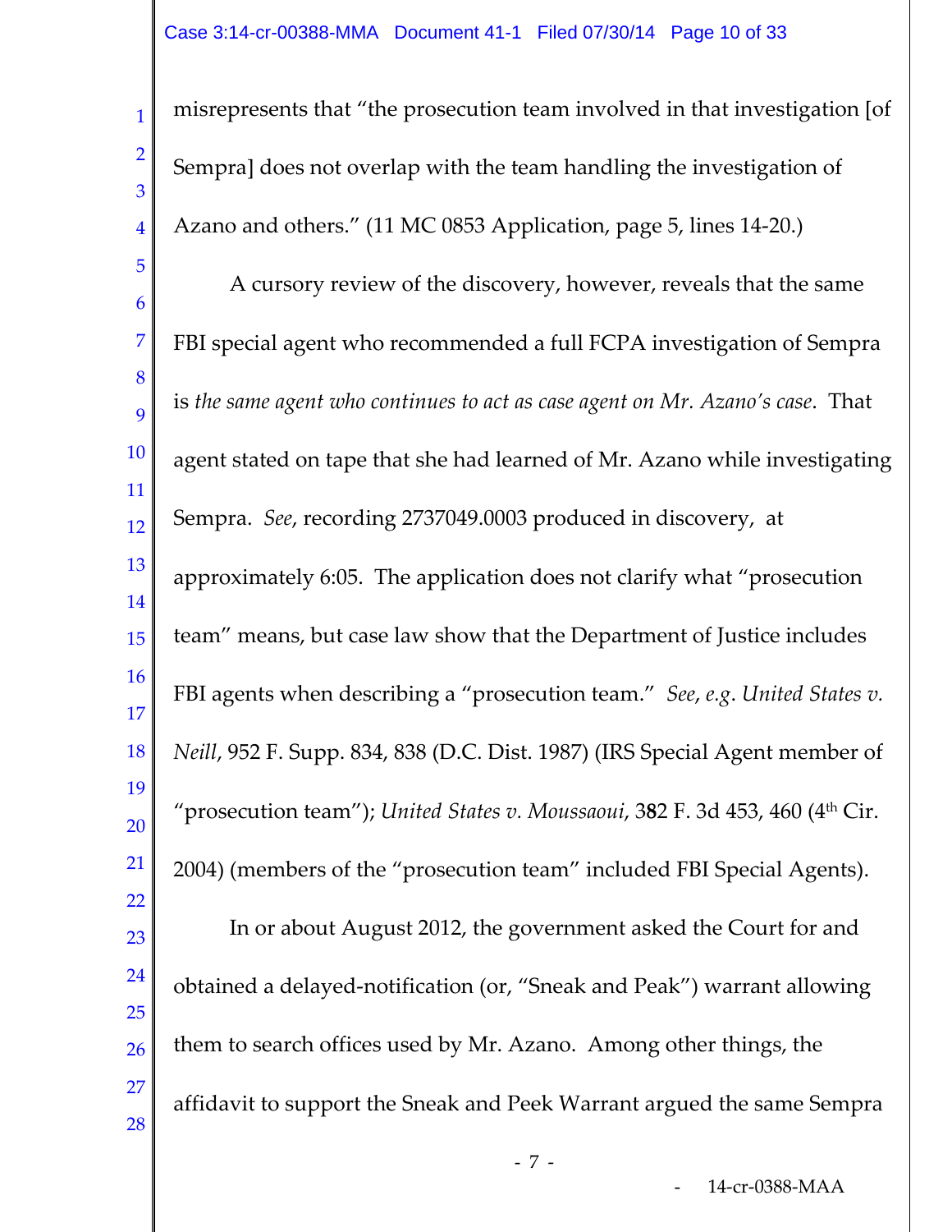misrepresents that "the prosecution team involved in that investigation [of Sempra] does not overlap with the team handling the investigation of Azano and others." (11 MC 0853 Application, page 5, lines 14-20.)

A cursory review of the discovery, however, reveals that the same FBI special agent who recommended a full FCPA investigation of Sempra is *the same agent who continues to act as case agent on Mr. Azano's case*. That agent stated on tape that she had learned of Mr. Azano while investigating Sempra. *See*, recording 2737049.0003 produced in discovery, at approximately 6:05. The application does not clarify what "prosecution team" means, but case law show that the Department of Justice includes FBI agents when describing a "prosecution team." *See*, *e.g. United States v. Neill*, 952 F. Supp. 834, 838 (D.C. Dist. 1987) (IRS Special Agent member of "prosecution team"); *United States v. Moussaoui*, 382 F. 3d 453, 460 (4th Cir. 2004) (members of the "prosecution team" included FBI Special Agents).

In or about August 2012, the government asked the Court for and obtained a delayed-notification (or, "Sneak and Peak") warrant allowing them to search offices used by Mr. Azano. Among other things, the affidavit to support the Sneak and Peek Warrant argued the same Sempra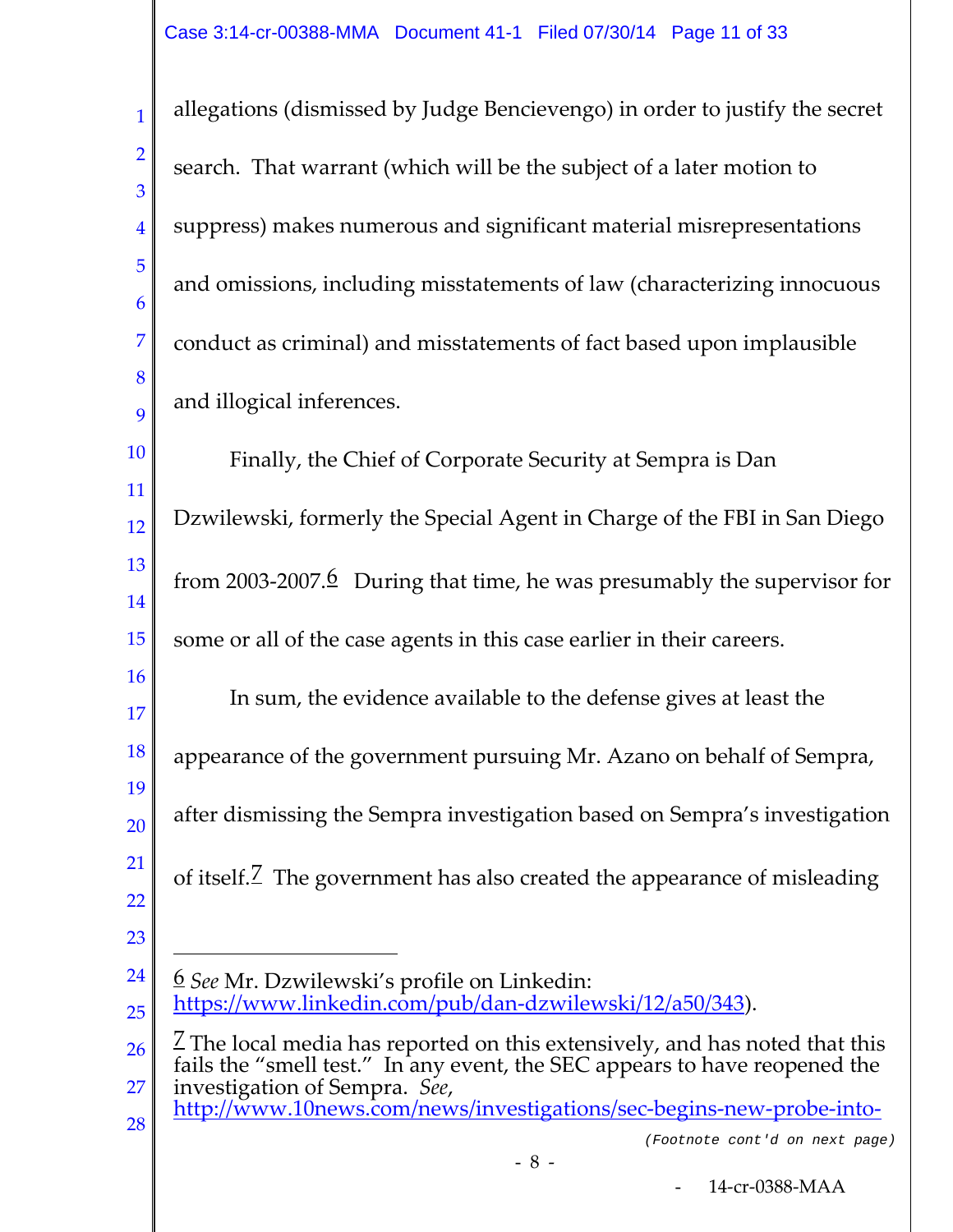allegations (dismissed by Judge Bencievengo) in order to justify the secret search. That warrant (which will be the subject of a later motion to suppress) makes numerous and significant material misrepresentations and omissions, including misstatements of law (characterizing innocuous conduct as criminal) and misstatements of fact based upon implausible and illogical inferences.

Finally, the Chief of Corporate Security at Sempra is Dan Dzwilewski, formerly the Special Agent in Charge of the FBI in San Diego from 2003-2007.[6] During that time, he was presumably the supervisor for some or all of the case agents in this case earlier in their careers.

In sum, the evidence available to the defense gives at least the appearance of the government pursuing Mr. Azano on behalf of Sempra, after dismissing the Sempra investigation based on Sempra's investigation of itself.[7] The government has also created the appearance of misleading

---

[6] *See* Mr. Dzwilewski's profile on Linkedin: https://www.linkedin.com/pub/dan-dzwilewski/12/a50/343).

[7] The local media has reported on this extensively, and has noted that this fails the "smell test." In any event, the SEC appears to have reopened the investigation of Sempra. *See*, http://www.10news.com/news/investigations/sec-begins-new-probe-into-

(Footnote cont'd on next page)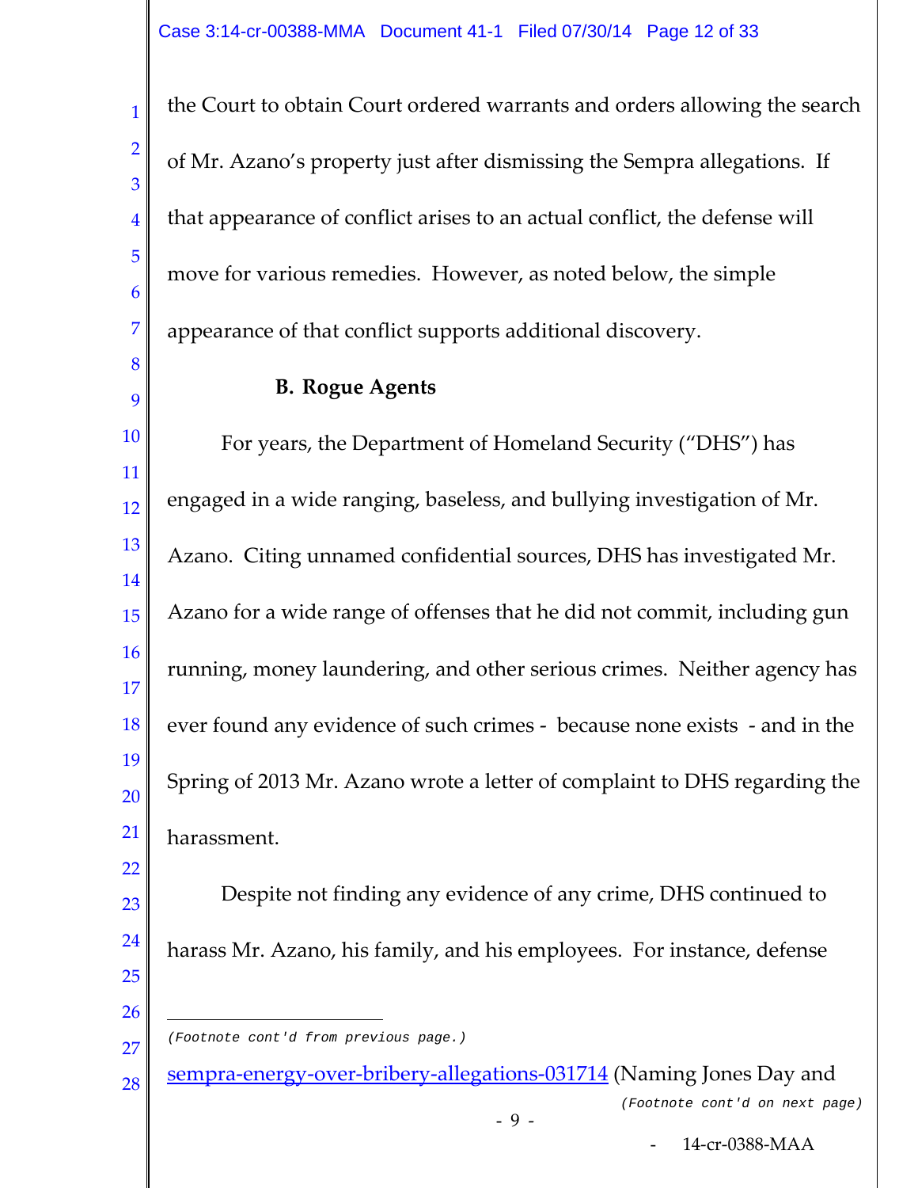the Court to obtain Court ordered warrants and orders allowing the search of Mr. Azano's property just after dismissing the Sempra allegations. If that appearance of conflict arises to an actual conflict, the defense will move for various remedies. However, as noted below, the simple appearance of that conflict supports additional discovery.

**B. Rogue Agents**

For years, the Department of Homeland Security ("DHS") has engaged in a wide ranging, baseless, and bullying investigation of Mr. Azano. Citing unnamed confidential sources, DHS has investigated Mr. Azano for a wide range of offenses that he did not commit, including gun running, money laundering, and other serious crimes. Neither agency has ever found any evidence of such crimes - because none exists - and in the Spring of 2013 Mr. Azano wrote a letter of complaint to DHS regarding the harassment.

Despite not finding any evidence of any crime, DHS continued to harass Mr. Azano, his family, and his employees. For instance, defense

---

(Footnote cont'd from previous page.)

sempra-energy-over-bribery-allegations-031714 (Naming Jones Day and

(Footnote cont'd on next page)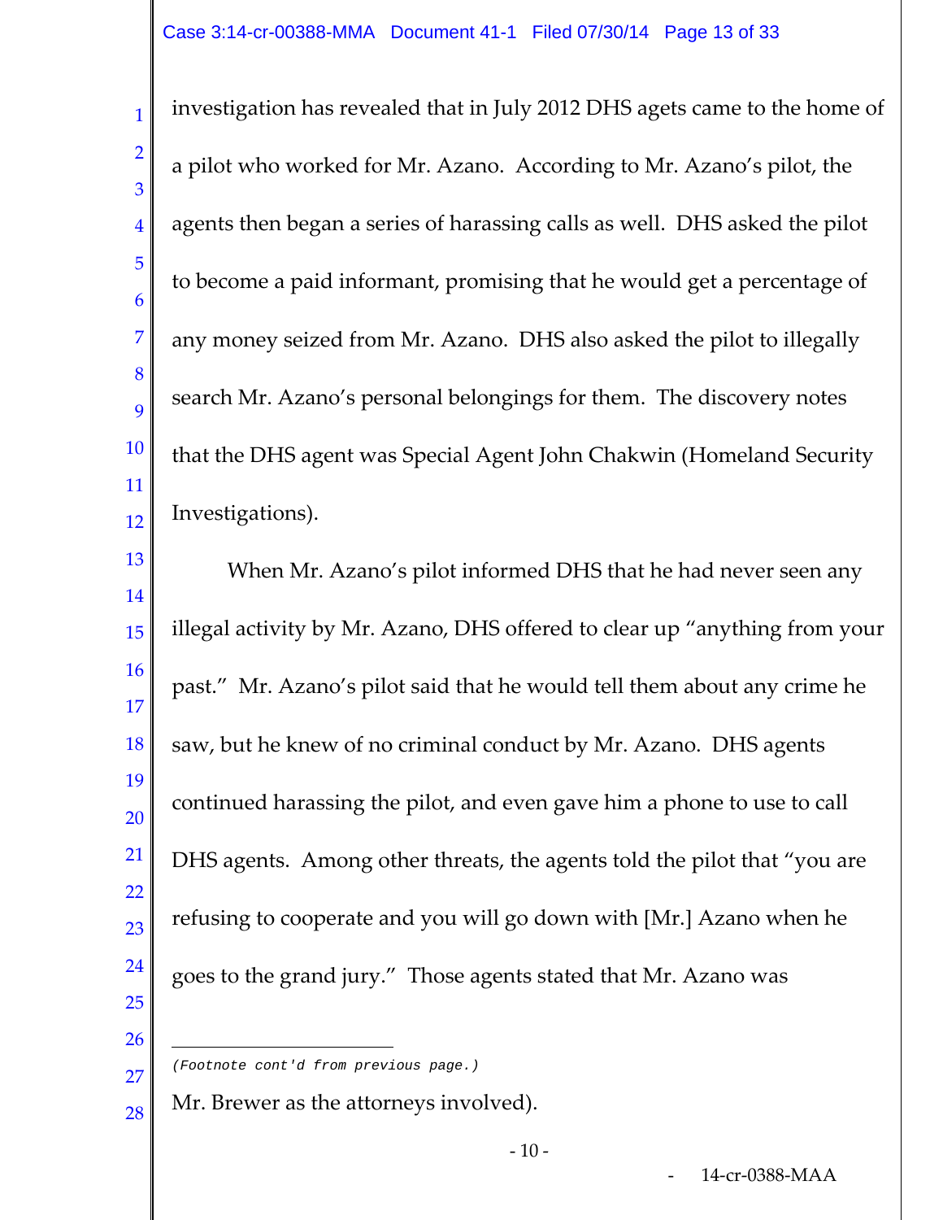investigation has revealed that in July 2012 DHS agets came to the home of a pilot who worked for Mr. Azano. According to Mr. Azano's pilot, the agents then began a series of harassing calls as well. DHS asked the pilot to become a paid informant, promising that he would get a percentage of any money seized from Mr. Azano. DHS also asked the pilot to illegally search Mr. Azano's personal belongings for them. The discovery notes that the DHS agent was Special Agent John Chakwin (Homeland Security Investigations).

When Mr. Azano's pilot informed DHS that he had never seen any illegal activity by Mr. Azano, DHS offered to clear up "anything from your past." Mr. Azano's pilot said that he would tell them about any crime he saw, but he knew of no criminal conduct by Mr. Azano. DHS agents continued harassing the pilot, and even gave him a phone to use to call DHS agents. Among other threats, the agents told the pilot that "you are refusing to cooperate and you will go down with [Mr.] Azano when he goes to the grand jury." Those agents stated that Mr. Azano was

---

*(Footnote cont'd from previous page.)*

Mr. Brewer as the attorneys involved).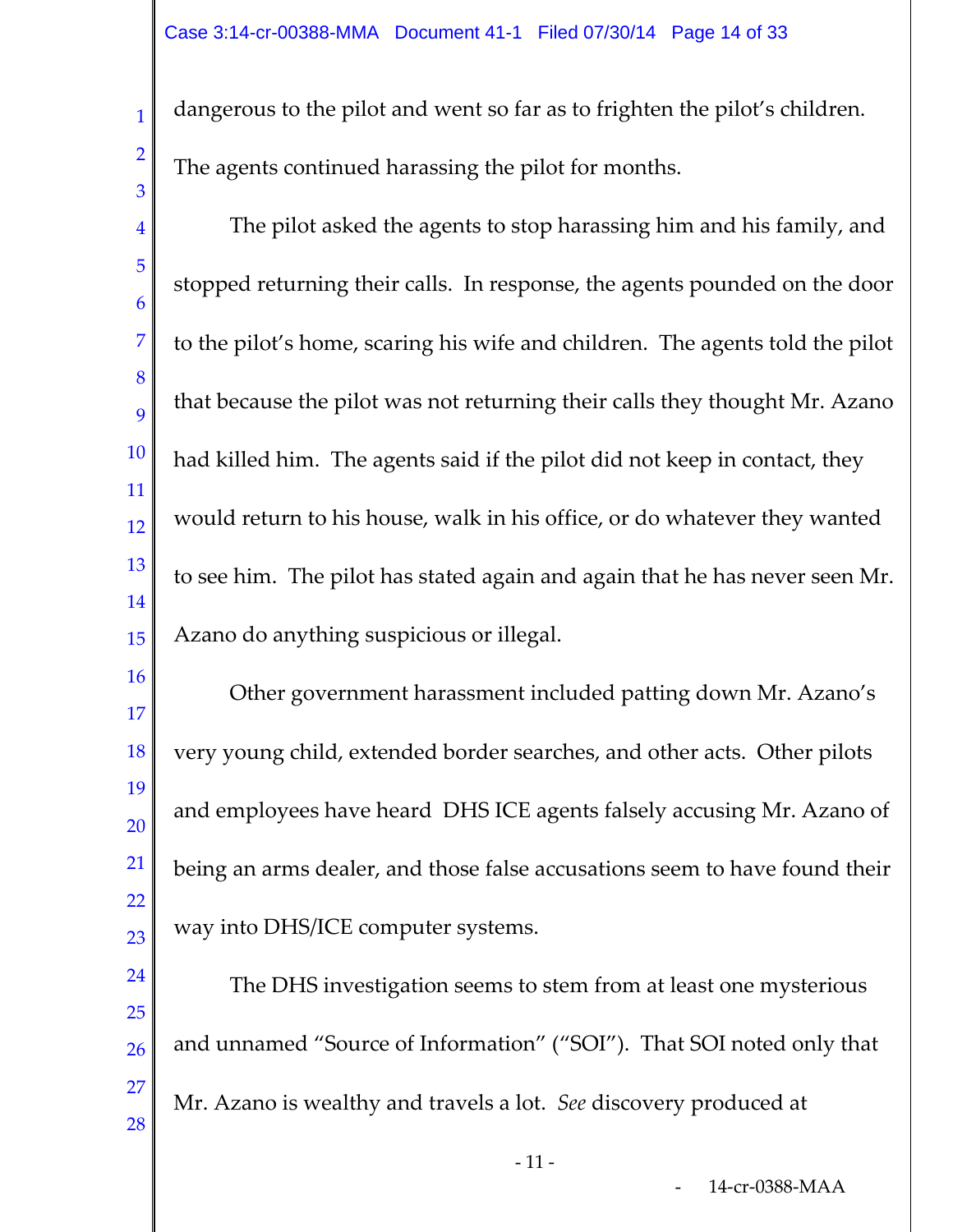dangerous to the pilot and went so far as to frighten the pilot's children. The agents continued harassing the pilot for months.

The pilot asked the agents to stop harassing him and his family, and stopped returning their calls. In response, the agents pounded on the door to the pilot's home, scaring his wife and children. The agents told the pilot that because the pilot was not returning their calls they thought Mr. Azano had killed him. The agents said if the pilot did not keep in contact, they would return to his house, walk in his office, or do whatever they wanted to see him. The pilot has stated again and again that he has never seen Mr. Azano do anything suspicious or illegal.

Other government harassment included patting down Mr. Azano's very young child, extended border searches, and other acts. Other pilots and employees have heard DHS ICE agents falsely accusing Mr. Azano of being an arms dealer, and those false accusations seem to have found their way into DHS/ICE computer systems.

The DHS investigation seems to stem from at least one mysterious and unnamed "Source of Information" ("SOI"). That SOI noted only that Mr. Azano is wealthy and travels a lot. *See* discovery produced at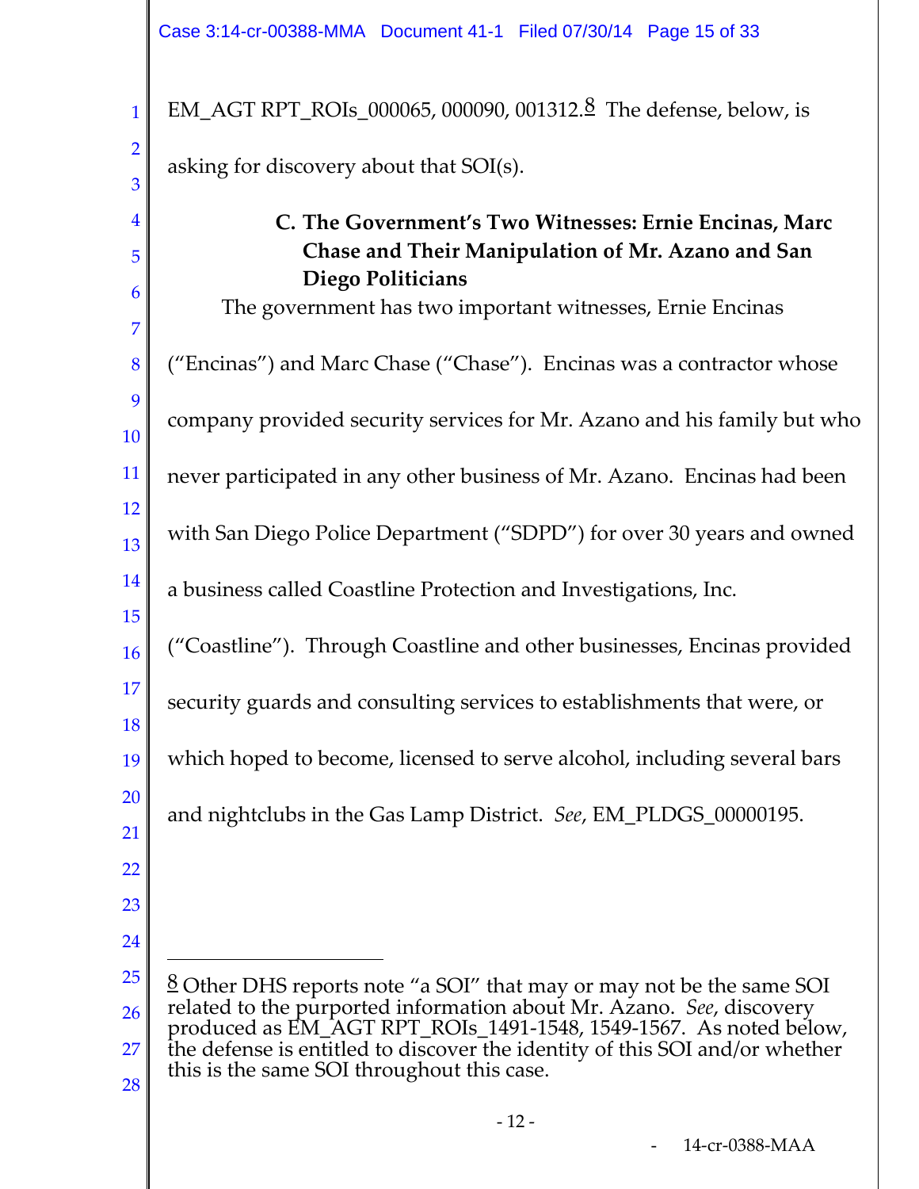EM_AGT RPT_ROIs_000065, 000090, 001312.[8] The defense, below, is asking for discovery about that SOI(s).

### C. The Government's Two Witnesses: Ernie Encinas, Marc Chase and Their Manipulation of Mr. Azano and San Diego Politicians

The government has two important witnesses, Ernie Encinas ("Encinas") and Marc Chase ("Chase"). Encinas was a contractor whose company provided security services for Mr. Azano and his family but who never participated in any other business of Mr. Azano. Encinas had been with San Diego Police Department ("SDPD") for over 30 years and owned a business called Coastline Protection and Investigations, Inc. ("Coastline"). Through Coastline and other businesses, Encinas provided security guards and consulting services to establishments that were, or which hoped to become, licensed to serve alcohol, including several bars and nightclubs in the Gas Lamp District. *See*, EM_PLDGS_00000195.

---

[8] Other DHS reports note "a SOI" that may or may not be the same SOI related to the purported information about Mr. Azano. *See*, discovery produced as EM_AGT RPT_ROIs_1491-1548, 1549-1567. As noted below, the defense is entitled to discover the identity of this SOI and/or whether this is the same SOI throughout this case.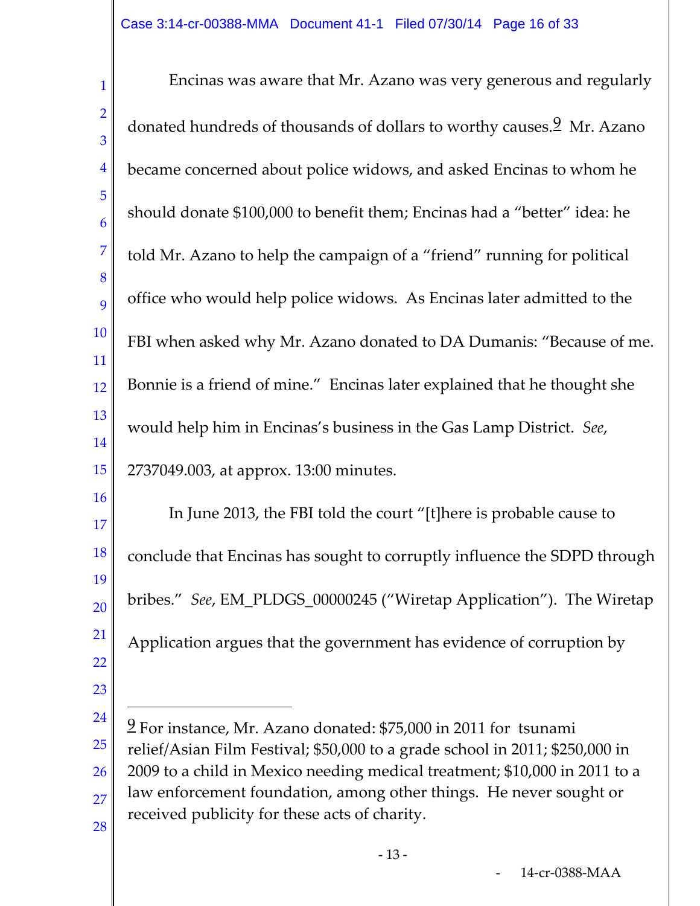Encinas was aware that Mr. Azano was very generous and regularly donated hundreds of thousands of dollars to worthy causes.[9] Mr. Azano became concerned about police widows, and asked Encinas to whom he should donate $100,000 to benefit them; Encinas had a "better" idea: he told Mr. Azano to help the campaign of a "friend" running for political office who would help police widows. As Encinas later admitted to the FBI when asked why Mr. Azano donated to DA Dumanis: "Because of me. Bonnie is a friend of mine." Encinas later explained that he thought she would help him in Encinas's business in the Gas Lamp District. *See*, 2737049.003, at approx. 13:00 minutes.

In June 2013, the FBI told the court "[t]here is probable cause to conclude that Encinas has sought to corruptly influence the SDPD through bribes." *See*, EM_PLDGS_00000245 ("Wiretap Application"). The Wiretap Application argues that the government has evidence of corruption by

---

[9] For instance, Mr. Azano donated: $75,000 in 2011 for tsunami relief/Asian Film Festival; $50,000 to a grade school in 2011; $250,000 in 2009 to a child in Mexico needing medical treatment; $10,000 in 2011 to a law enforcement foundation, among other things. He never sought or received publicity for these acts of charity.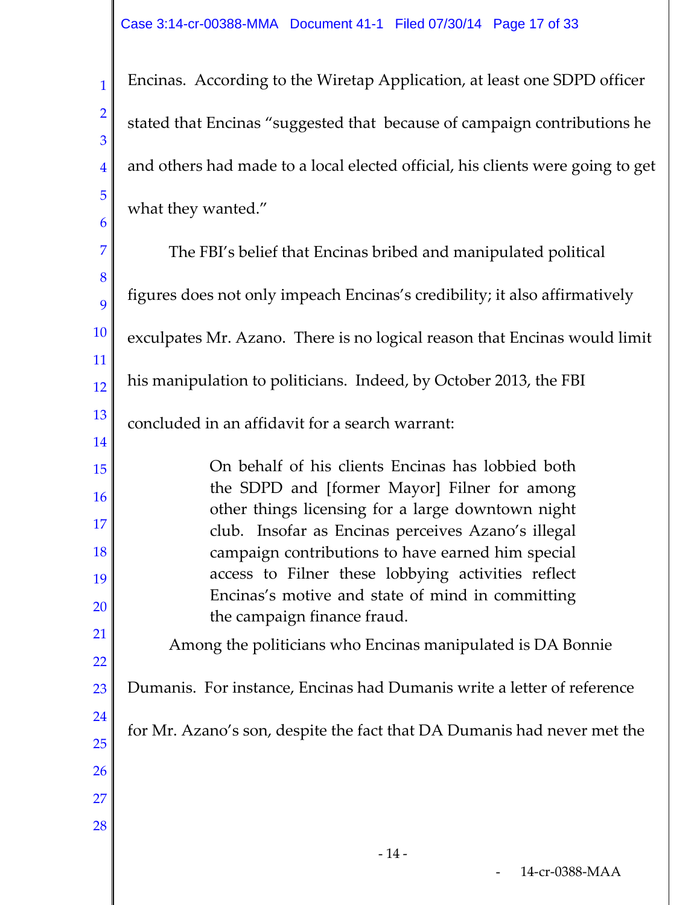Encinas. According to the Wiretap Application, at least one SDPD officer stated that Encinas "suggested that because of campaign contributions he and others had made to a local elected official, his clients were going to get what they wanted."

The FBI's belief that Encinas bribed and manipulated political figures does not only impeach Encinas's credibility; it also affirmatively exculpates Mr. Azano. There is no logical reason that Encinas would limit his manipulation to politicians. Indeed, by October 2013, the FBI concluded in an affidavit for a search warrant:

> On behalf of his clients Encinas has lobbied both the SDPD and [former Mayor] Filner for among other things licensing for a large downtown night club. Insofar as Encinas perceives Azano's illegal campaign contributions to have earned him special access to Filner these lobbying activities reflect Encinas's motive and state of mind in committing the campaign finance fraud.

Among the politicians who Encinas manipulated is DA Bonnie Dumanis. For instance, Encinas had Dumanis write a letter of reference for Mr. Azano's son, despite the fact that DA Dumanis had never met the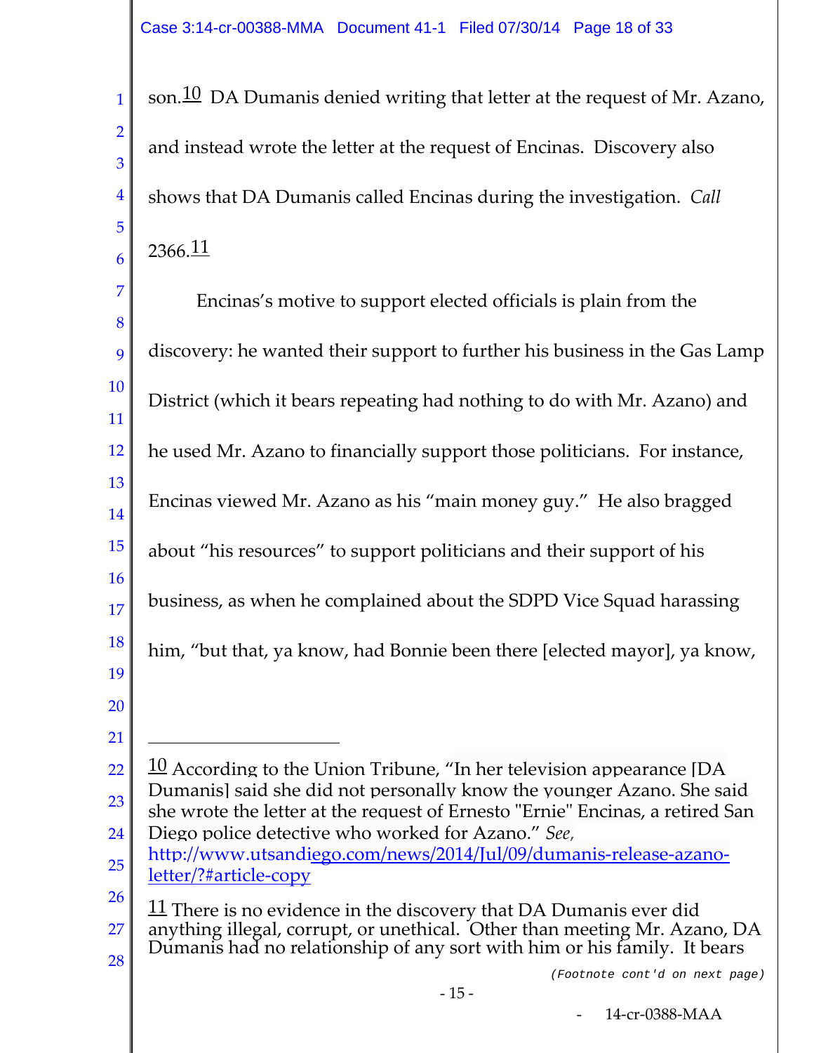son.[10] DA Dumanis denied writing that letter at the request of Mr. Azano, and instead wrote the letter at the request of Encinas. Discovery also shows that DA Dumanis called Encinas during the investigation. *Call* 2366.[11]

Encinas's motive to support elected officials is plain from the discovery: he wanted their support to further his business in the Gas Lamp District (which it bears repeating had nothing to do with Mr. Azano) and he used Mr. Azano to financially support those politicians. For instance, Encinas viewed Mr. Azano as his "main money guy." He also bragged about "his resources" to support politicians and their support of his business, as when he complained about the SDPD Vice Squad harassing him, "but that, ya know, had Bonnie been there [elected mayor], ya know,

---

[10] According to the Union Tribune, "In her television appearance [DA Dumanis] said she did not personally know the younger Azano. She said she wrote the letter at the request of Ernesto "Ernie" Encinas, a retired San Diego police detective who worked for Azano." *See,* http://www.utsandiego.com/news/2014/Jul/09/dumanis-release-azano-letter/?#article-copy

[11] There is no evidence in the discovery that DA Dumanis ever did anything illegal, corrupt, or unethical. Other than meeting Mr. Azano, DA Dumanis had no relationship of any sort with him or his family. It bears

(Footnote cont'd on next page)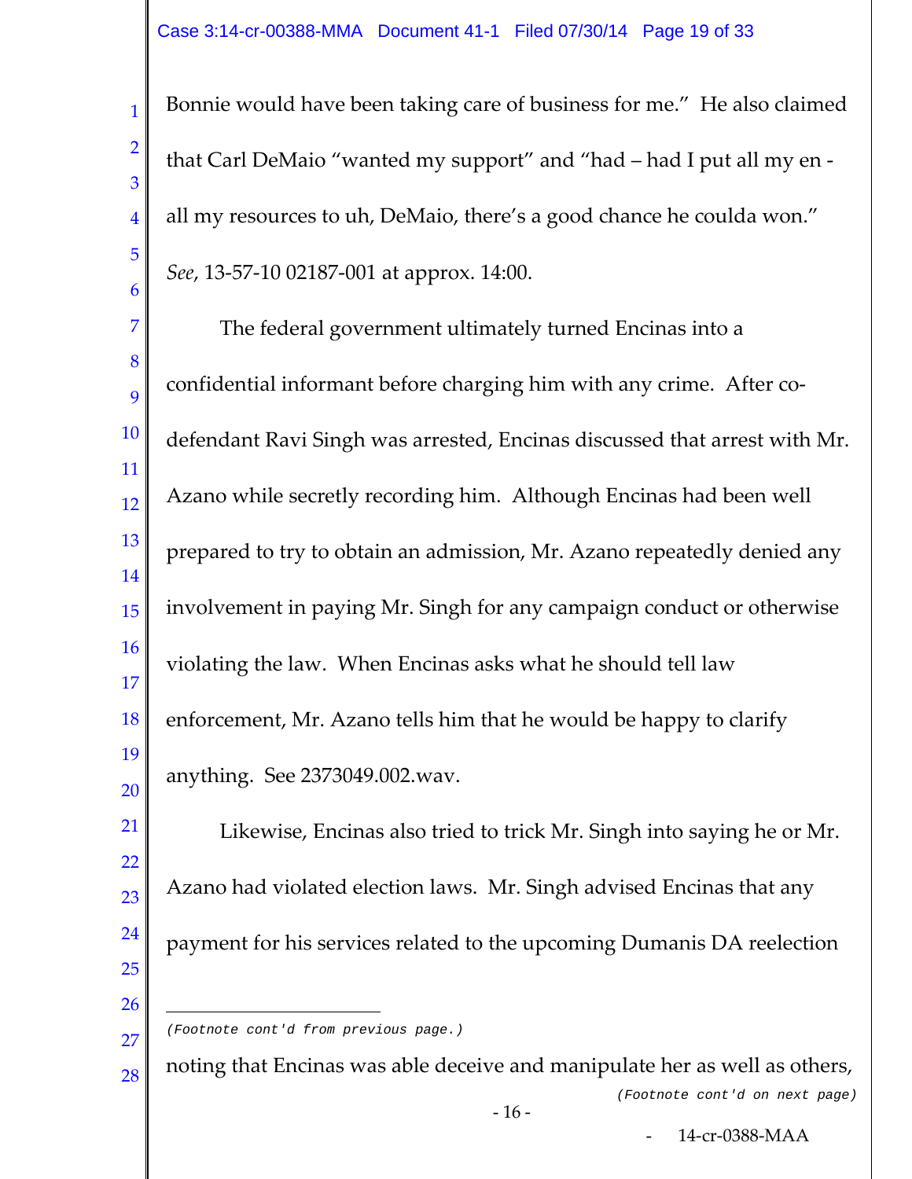Bonnie would have been taking care of business for me." He also claimed that Carl DeMaio "wanted my support" and "had – had I put all my en - all my resources to uh, DeMaio, there's a good chance he coulda won." *See*, 13-57-10 02187-001 at approx. 14:00.

The federal government ultimately turned Encinas into a confidential informant before charging him with any crime. After co-defendant Ravi Singh was arrested, Encinas discussed that arrest with Mr. Azano while secretly recording him. Although Encinas had been well prepared to try to obtain an admission, Mr. Azano repeatedly denied any involvement in paying Mr. Singh for any campaign conduct or otherwise violating the law. When Encinas asks what he should tell law enforcement, Mr. Azano tells him that he would be happy to clarify anything. See 2373049.002.wav.

Likewise, Encinas also tried to trick Mr. Singh into saying he or Mr. Azano had violated election laws. Mr. Singh advised Encinas that any payment for his services related to the upcoming Dumanis DA reelection

---

(Footnote cont'd from previous page.)

noting that Encinas was able deceive and manipulate her as well as others,

(Footnote cont'd on next page)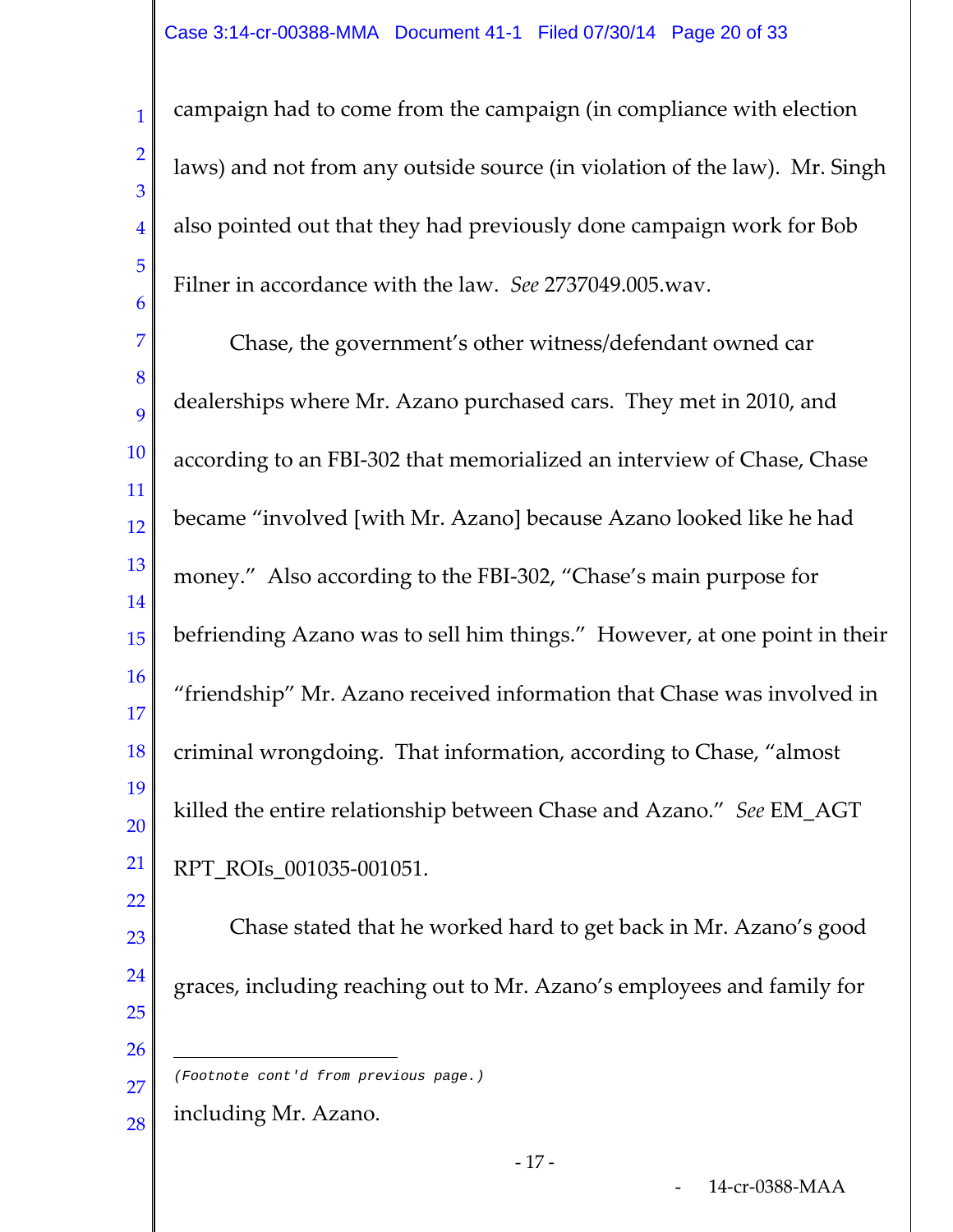campaign had to come from the campaign (in compliance with election laws) and not from any outside source (in violation of the law). Mr. Singh also pointed out that they had previously done campaign work for Bob Filner in accordance with the law. *See* 2737049.005.wav.

Chase, the government's other witness/defendant owned car dealerships where Mr. Azano purchased cars. They met in 2010, and according to an FBI-302 that memorialized an interview of Chase, Chase became "involved [with Mr. Azano] because Azano looked like he had money." Also according to the FBI-302, "Chase's main purpose for befriending Azano was to sell him things." However, at one point in their "friendship" Mr. Azano received information that Chase was involved in criminal wrongdoing. That information, according to Chase, "almost killed the entire relationship between Chase and Azano." *See* EM_AGT RPT_ROIs_001035-001051.

Chase stated that he worked hard to get back in Mr. Azano's good graces, including reaching out to Mr. Azano's employees and family for

---

*(Footnote cont'd from previous page.)*

including Mr. Azano.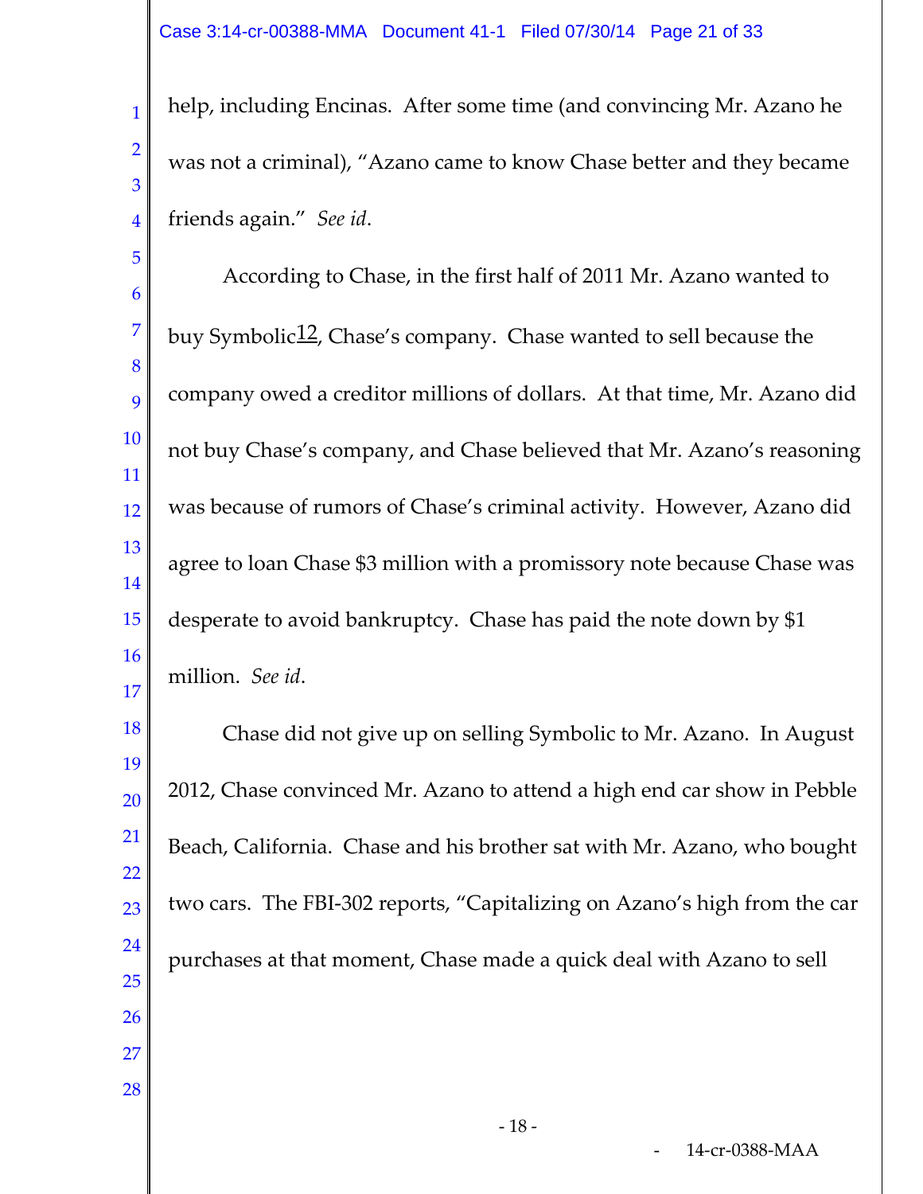help, including Encinas. After some time (and convincing Mr. Azano he was not a criminal), "Azano came to know Chase better and they became friends again." *See id*.

According to Chase, in the first half of 2011 Mr. Azano wanted to buy Symbolic[12], Chase's company. Chase wanted to sell because the company owed a creditor millions of dollars. At that time, Mr. Azano did not buy Chase's company, and Chase believed that Mr. Azano's reasoning was because of rumors of Chase's criminal activity. However, Azano did agree to loan Chase $3 million with a promissory note because Chase was desperate to avoid bankruptcy. Chase has paid the note down by $1 million. *See id*.

Chase did not give up on selling Symbolic to Mr. Azano. In August 2012, Chase convinced Mr. Azano to attend a high end car show in Pebble Beach, California. Chase and his brother sat with Mr. Azano, who bought two cars. The FBI-302 reports, "Capitalizing on Azano's high from the car purchases at that moment, Chase made a quick deal with Azano to sell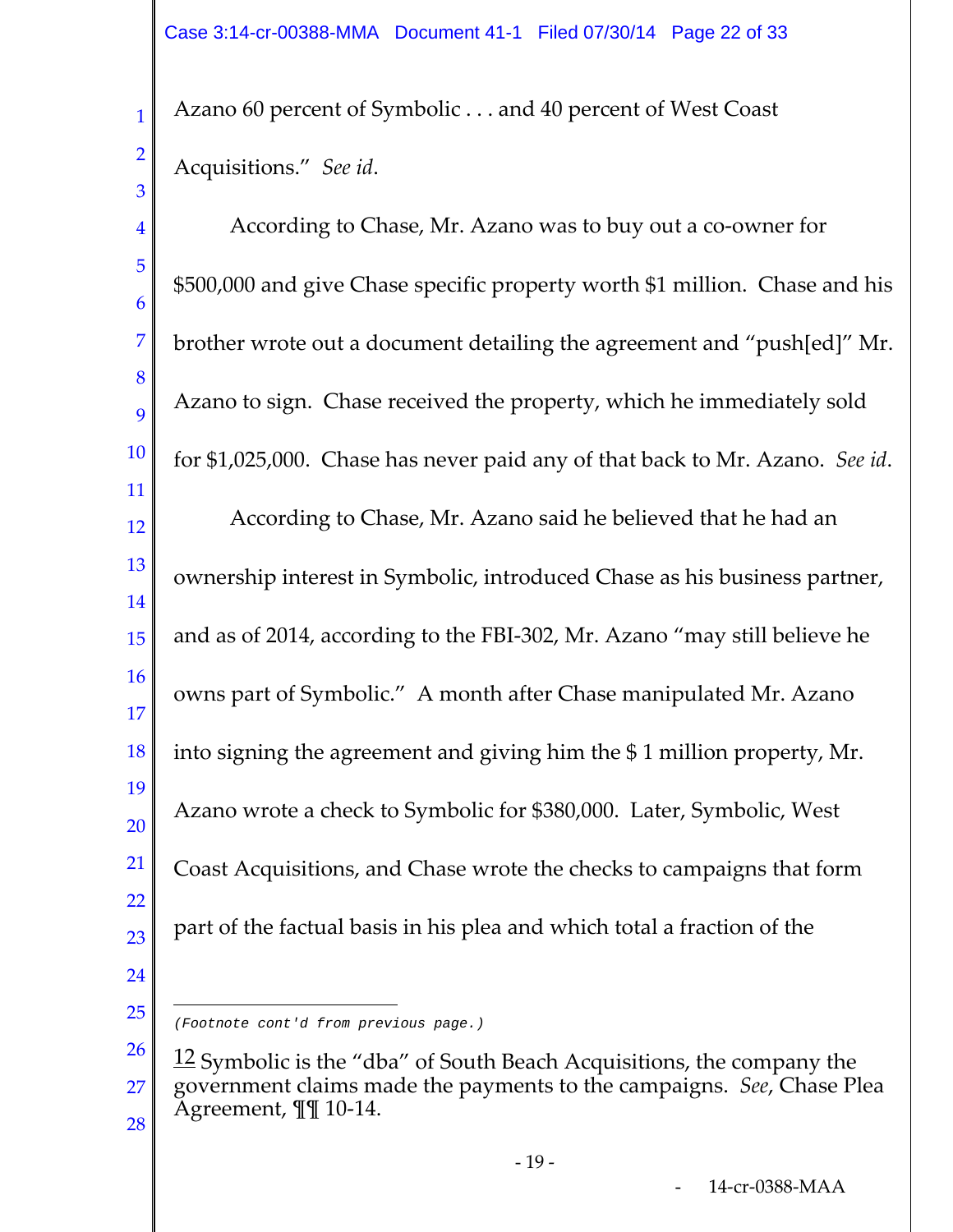Azano 60 percent of Symbolic . . . and 40 percent of West Coast Acquisitions." *See id*.

According to Chase, Mr. Azano was to buy out a co-owner for $500,000 and give Chase specific property worth $1 million. Chase and his brother wrote out a document detailing the agreement and "push[ed]" Mr. Azano to sign. Chase received the property, which he immediately sold for $1,025,000. Chase has never paid any of that back to Mr. Azano. *See id*.

According to Chase, Mr. Azano said he believed that he had an ownership interest in Symbolic, introduced Chase as his business partner, and as of 2014, according to the FBI-302, Mr. Azano "may still believe he owns part of Symbolic." A month after Chase manipulated Mr. Azano into signing the agreement and giving him the $ 1 million property, Mr. Azano wrote a check to Symbolic for $380,000. Later, Symbolic, West Coast Acquisitions, and Chase wrote the checks to campaigns that form part of the factual basis in his plea and which total a fraction of the

---

(Footnote cont'd from previous page.)

[12] Symbolic is the "dba" of South Beach Acquisitions, the company the government claims made the payments to the campaigns. *See*, Chase Plea Agreement, ¶¶ 10-14.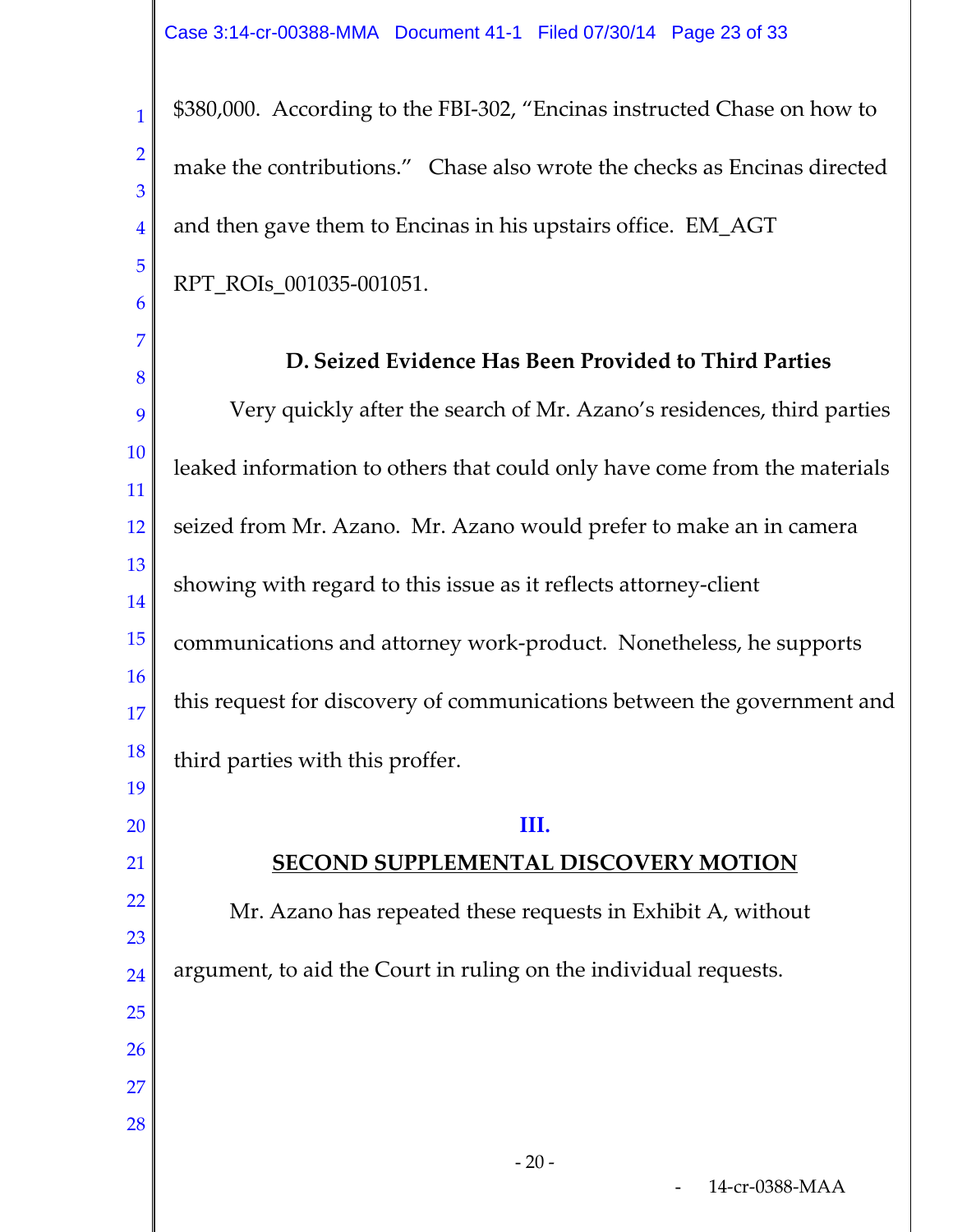$380,000. According to the FBI-302, "Encinas instructed Chase on how to make the contributions." Chase also wrote the checks as Encinas directed and then gave them to Encinas in his upstairs office. EM_AGT RPT_ROIs_001035-001051.

### D. Seized Evidence Has Been Provided to Third Parties

Very quickly after the search of Mr. Azano's residences, third parties leaked information to others that could only have come from the materials seized from Mr. Azano. Mr. Azano would prefer to make an in camera showing with regard to this issue as it reflects attorney-client communications and attorney work-product. Nonetheless, he supports this request for discovery of communications between the government and third parties with this proffer.

## III.

## SECOND SUPPLEMENTAL DISCOVERY MOTION

Mr. Azano has repeated these requests in Exhibit A, without argument, to aid the Court in ruling on the individual requests.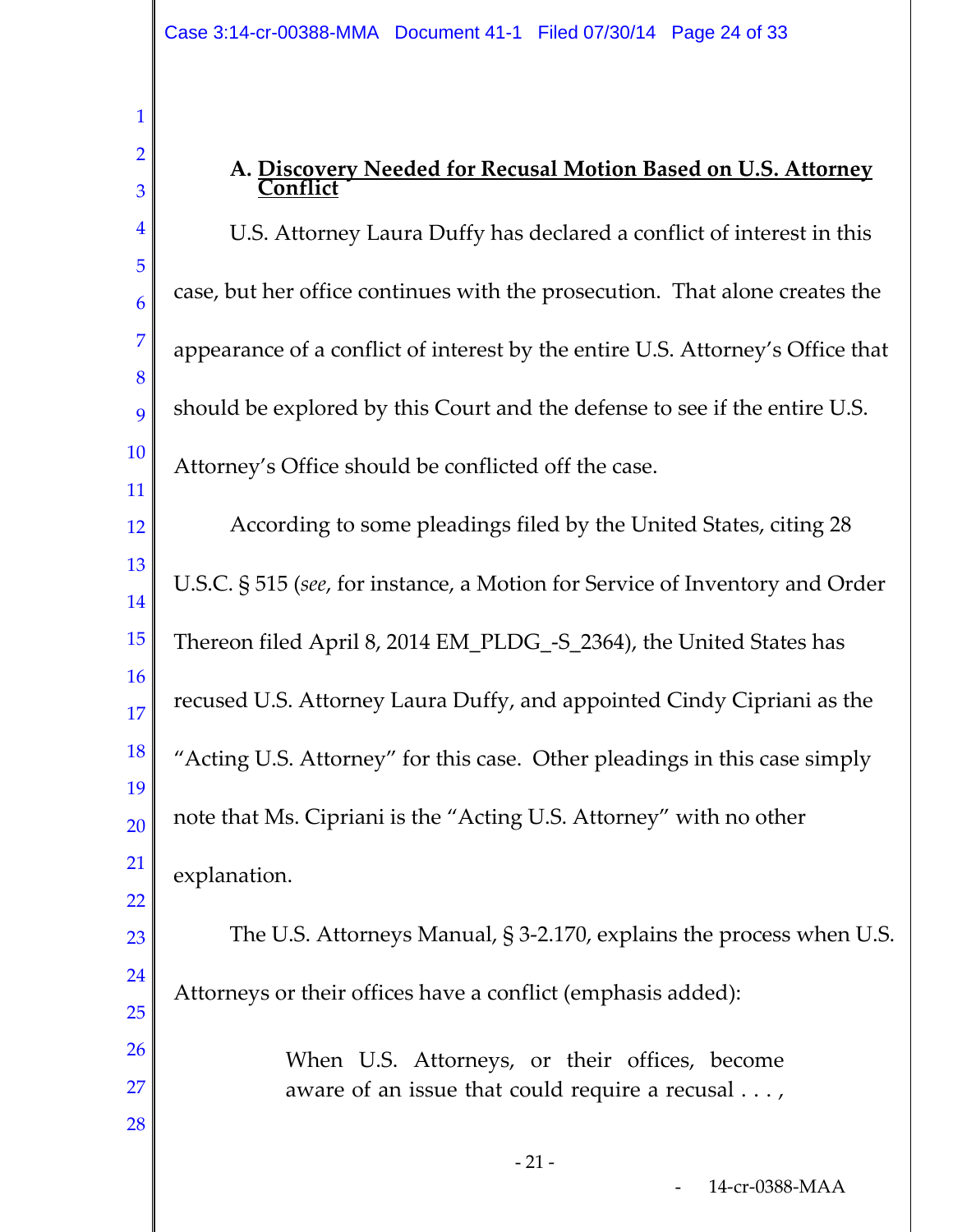### A. Discovery Needed for Recusal Motion Based on U.S. Attorney Conflict

U.S. Attorney Laura Duffy has declared a conflict of interest in this case, but her office continues with the prosecution. That alone creates the appearance of a conflict of interest by the entire U.S. Attorney's Office that should be explored by this Court and the defense to see if the entire U.S. Attorney's Office should be conflicted off the case.

According to some pleadings filed by the United States, citing 28 U.S.C. § 515 (*see*, for instance, a Motion for Service of Inventory and Order Thereon filed April 8, 2014 EM_PLDG_-S_2364), the United States has recused U.S. Attorney Laura Duffy, and appointed Cindy Cipriani as the "Acting U.S. Attorney" for this case. Other pleadings in this case simply note that Ms. Cipriani is the "Acting U.S. Attorney" with no other explanation.

The U.S. Attorneys Manual, § 3-2.170, explains the process when U.S. Attorneys or their offices have a conflict (emphasis added):

> When U.S. Attorneys, or their offices, become aware of an issue that could require a recusal . . . ,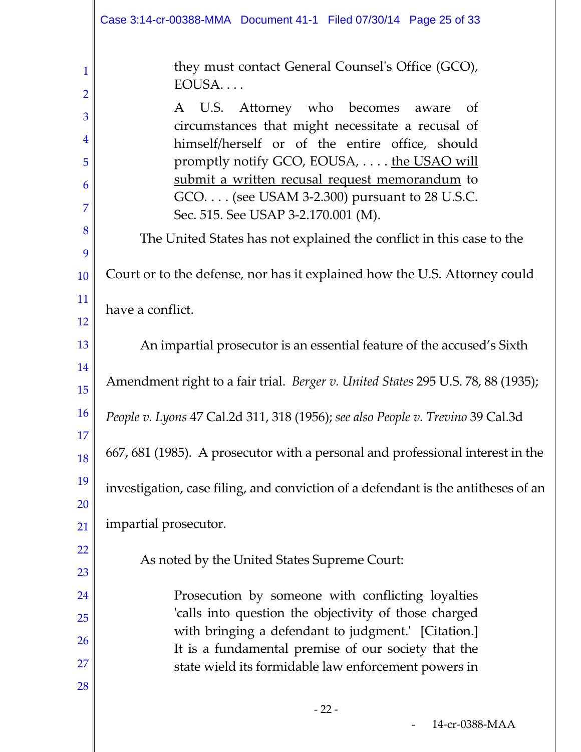> they must contact General Counsel's Office (GCO), EOUSA. . . .
>
> A U.S. Attorney who becomes aware of circumstances that might necessitate a recusal of himself/herself or of the entire office, should promptly notify GCO, EOUSA, . . . . the USAO will submit a written recusal request memorandum to GCO. . . . (see USAM 3-2.300) pursuant to 28 U.S.C. Sec. 515. See USAP 3-2.170.001 (M).

The United States has not explained the conflict in this case to the Court or to the defense, nor has it explained how the U.S. Attorney could have a conflict.

An impartial prosecutor is an essential feature of the accused's Sixth Amendment right to a fair trial. *Berger v. United States* 295 U.S. 78, 88 (1935); *People v. Lyons* 47 Cal.2d 311, 318 (1956); *see also People v. Trevino* 39 Cal.3d 667, 681 (1985). A prosecutor with a personal and professional interest in the investigation, case filing, and conviction of a defendant is the antitheses of an impartial prosecutor.

As noted by the United States Supreme Court:

> Prosecution by someone with conflicting loyalties 'calls into question the objectivity of those charged with bringing a defendant to judgment.' [Citation.] It is a fundamental premise of our society that the state wield its formidable law enforcement powers in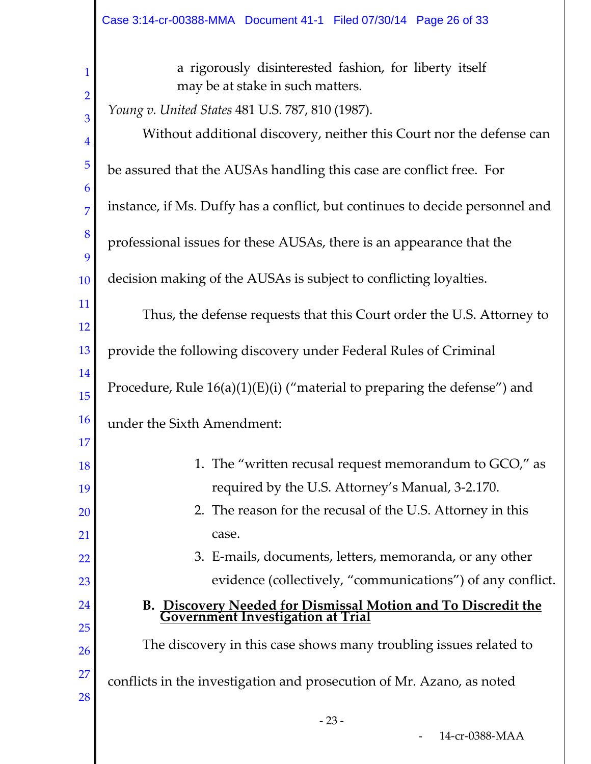> a rigorously disinterested fashion, for liberty itself may be at stake in such matters.

*Young v. United States* 481 U.S. 787, 810 (1987).

Without additional discovery, neither this Court nor the defense can be assured that the AUSAs handling this case are conflict free. For instance, if Ms. Duffy has a conflict, but continues to decide personnel and professional issues for these AUSAs, there is an appearance that the decision making of the AUSAs is subject to conflicting loyalties.

Thus, the defense requests that this Court order the U.S. Attorney to provide the following discovery under Federal Rules of Criminal Procedure, Rule 16(a)(1)(E)(i) ("material to preparing the defense") and under the Sixth Amendment:

1. The "written recusal request memorandum to GCO," as required by the U.S. Attorney's Manual, 3-2.170.
2. The reason for the recusal of the U.S. Attorney in this case.
3. E-mails, documents, letters, memoranda, or any other evidence (collectively, "communications") of any conflict.

### B. Discovery Needed for Dismissal Motion and To Discredit the Government Investigation at Trial

The discovery in this case shows many troubling issues related to conflicts in the investigation and prosecution of Mr. Azano, as noted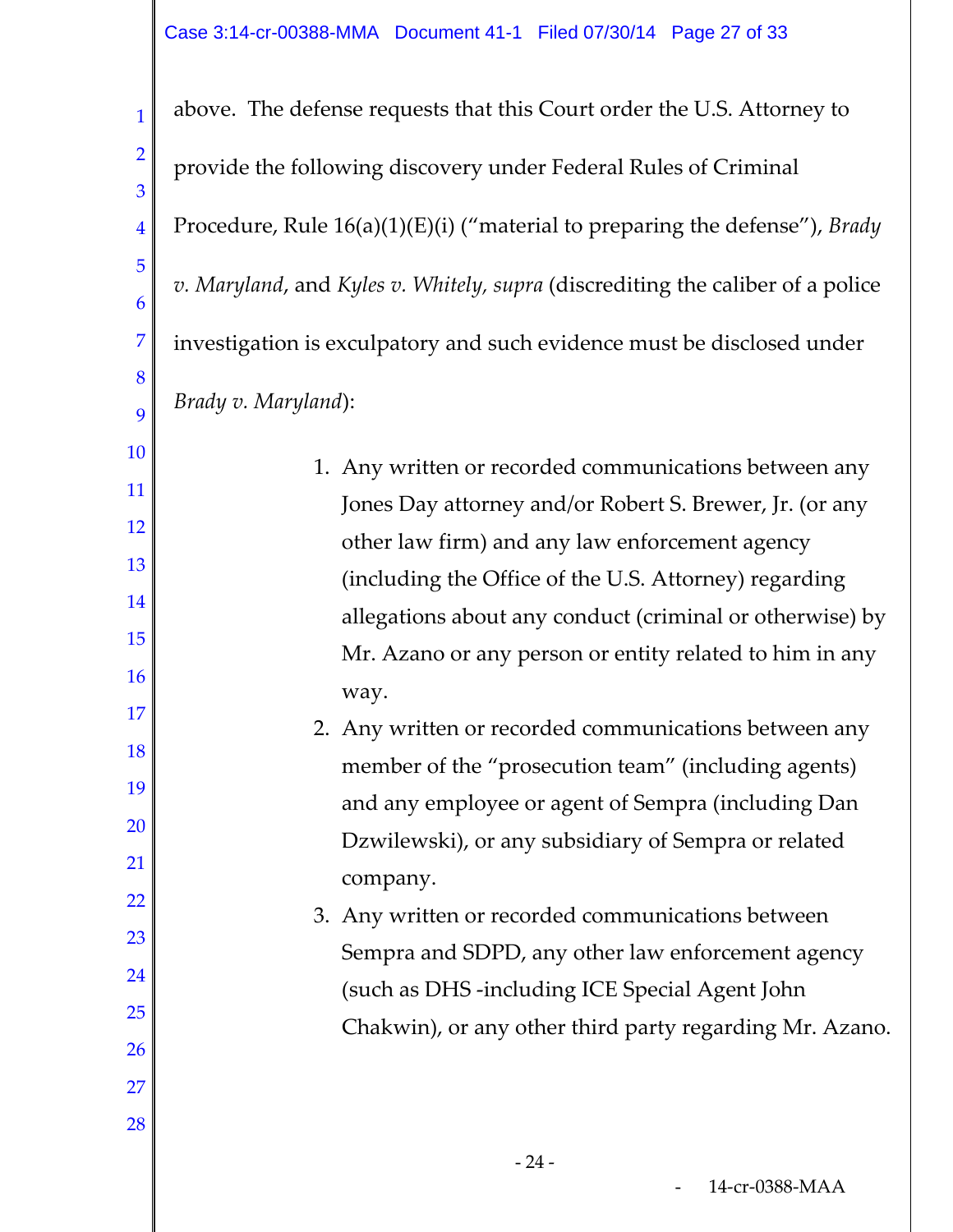above. The defense requests that this Court order the U.S. Attorney to provide the following discovery under Federal Rules of Criminal Procedure, Rule 16(a)(1)(E)(i) (“material to preparing the defense”), *Brady v. Maryland*, and *Kyles v. Whitely, supra* (discrediting the caliber of a police investigation is exculpatory and such evidence must be disclosed under *Brady v. Maryland*):

1. Any written or recorded communications between any Jones Day attorney and/or Robert S. Brewer, Jr. (or any other law firm) and any law enforcement agency (including the Office of the U.S. Attorney) regarding allegations about any conduct (criminal or otherwise) by Mr. Azano or any person or entity related to him in any way.
2. Any written or recorded communications between any member of the “prosecution team” (including agents) and any employee or agent of Sempra (including Dan Dzwilewski), or any subsidiary of Sempra or related company.
3. Any written or recorded communications between Sempra and SDPD, any other law enforcement agency (such as DHS -including ICE Special Agent John Chakwin), or any other third party regarding Mr. Azano.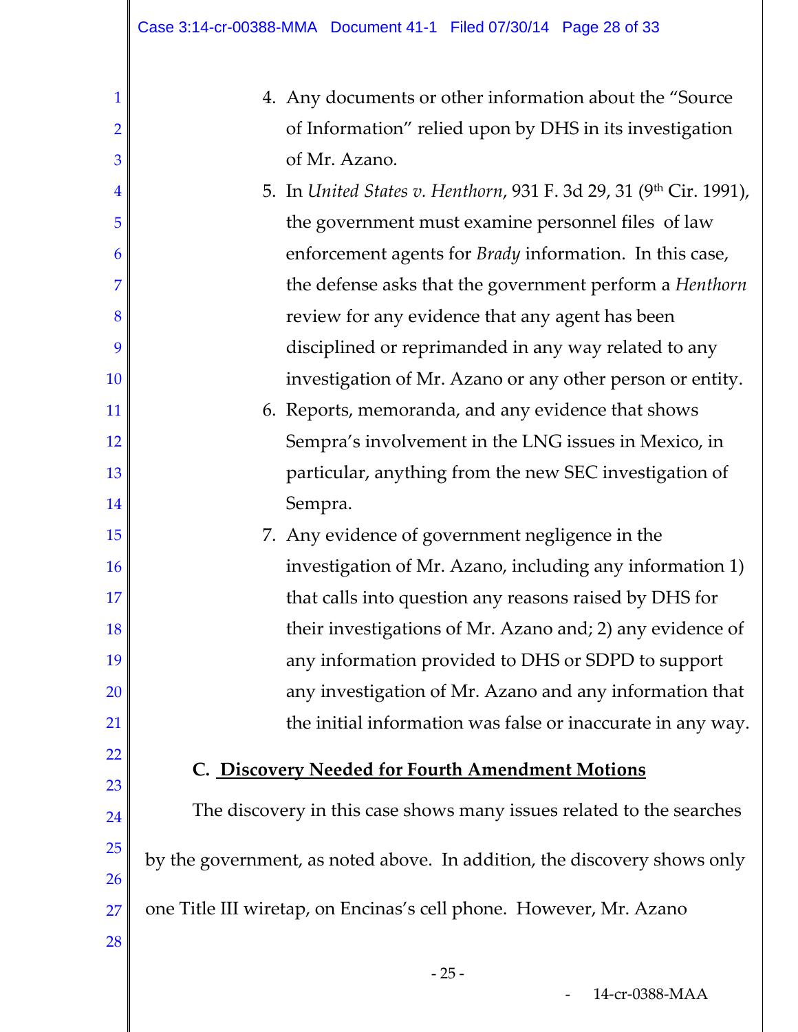4. Any documents or other information about the "Source of Information" relied upon by DHS in its investigation of Mr. Azano.
5. In *United States v. Henthorn*, 931 F. 3d 29, 31 (9th Cir. 1991), the government must examine personnel files of law enforcement agents for *Brady* information. In this case, the defense asks that the government perform a *Henthorn* review for any evidence that any agent has been disciplined or reprimanded in any way related to any investigation of Mr. Azano or any other person or entity.
6. Reports, memoranda, and any evidence that shows Sempra's involvement in the LNG issues in Mexico, in particular, anything from the new SEC investigation of Sempra.
7. Any evidence of government negligence in the investigation of Mr. Azano, including any information 1) that calls into question any reasons raised by DHS for their investigations of Mr. Azano and; 2) any evidence of any information provided to DHS or SDPD to support any investigation of Mr. Azano and any information that the initial information was false or inaccurate in any way.

### C. Discovery Needed for Fourth Amendment Motions

The discovery in this case shows many issues related to the searches by the government, as noted above. In addition, the discovery shows only one Title III wiretap, on Encinas's cell phone. However, Mr. Azano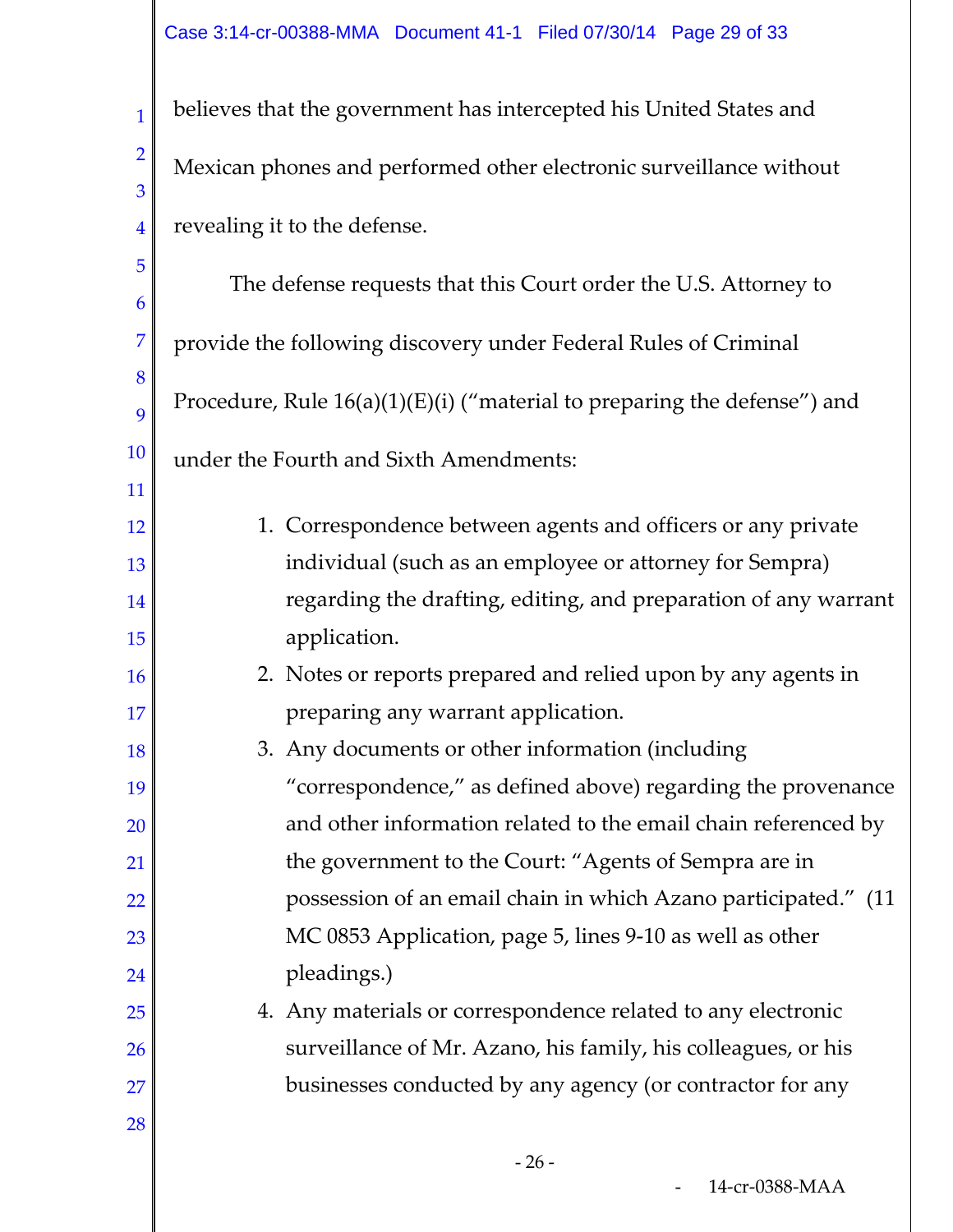believes that the government has intercepted his United States and Mexican phones and performed other electronic surveillance without revealing it to the defense.

The defense requests that this Court order the U.S. Attorney to provide the following discovery under Federal Rules of Criminal Procedure, Rule 16(a)(1)(E)(i) ("material to preparing the defense") and under the Fourth and Sixth Amendments:

1. Correspondence between agents and officers or any private individual (such as an employee or attorney for Sempra) regarding the drafting, editing, and preparation of any warrant application.
2. Notes or reports prepared and relied upon by any agents in preparing any warrant application.
3. Any documents or other information (including "correspondence," as defined above) regarding the provenance and other information related to the email chain referenced by the government to the Court: "Agents of Sempra are in possession of an email chain in which Azano participated." (11 MC 0853 Application, page 5, lines 9-10 as well as other pleadings.)
4. Any materials or correspondence related to any electronic surveillance of Mr. Azano, his family, his colleagues, or his businesses conducted by any agency (or contractor for any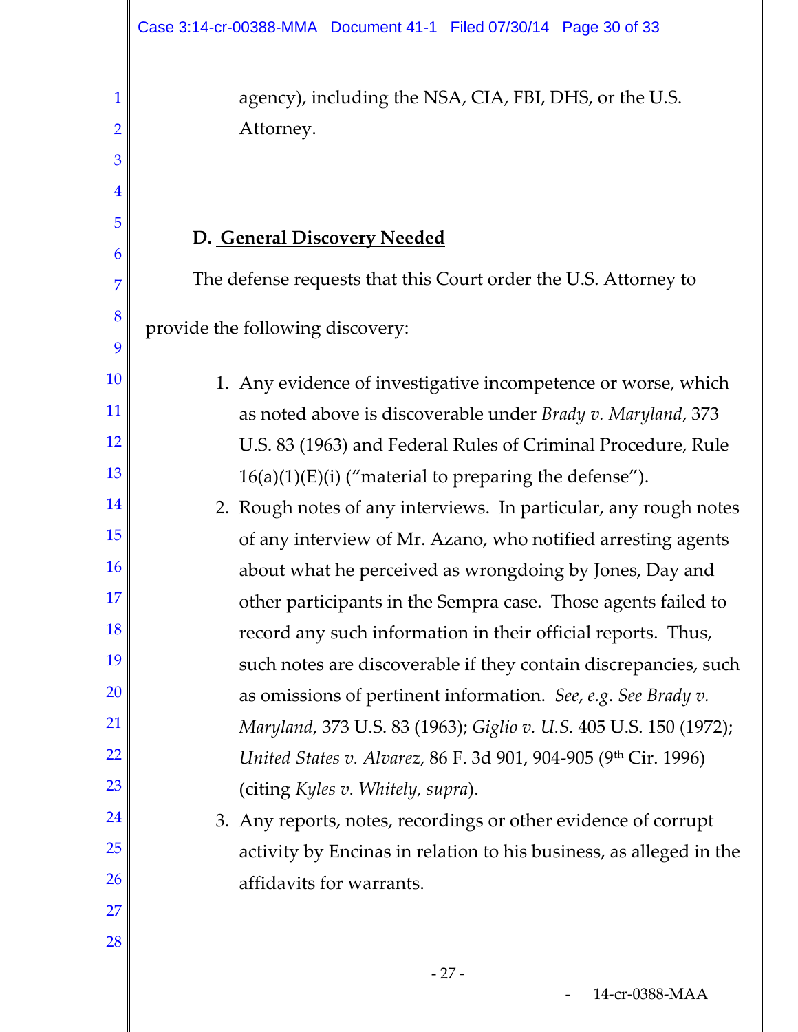agency), including the NSA, CIA, FBI, DHS, or the U.S. Attorney.

### D. General Discovery Needed

The defense requests that this Court order the U.S. Attorney to provide the following discovery:

1. Any evidence of investigative incompetence or worse, which as noted above is discoverable under *Brady v. Maryland*, 373 U.S. 83 (1963) and Federal Rules of Criminal Procedure, Rule 16(a)(1)(E)(i) ("material to preparing the defense").
2. Rough notes of any interviews. In particular, any rough notes of any interview of Mr. Azano, who notified arresting agents about what he perceived as wrongdoing by Jones, Day and other participants in the Sempra case. Those agents failed to record any such information in their official reports. Thus, such notes are discoverable if they contain discrepancies, such as omissions of pertinent information. *See, e.g. See Brady v. Maryland*, 373 U.S. 83 (1963); *Giglio v. U.S.* 405 U.S. 150 (1972); *United States v. Alvarez*, 86 F. 3d 901, 904-905 (9th Cir. 1996) (citing *Kyles v. Whitely, supra*).
3. Any reports, notes, recordings or other evidence of corrupt activity by Encinas in relation to his business, as alleged in the affidavits for warrants.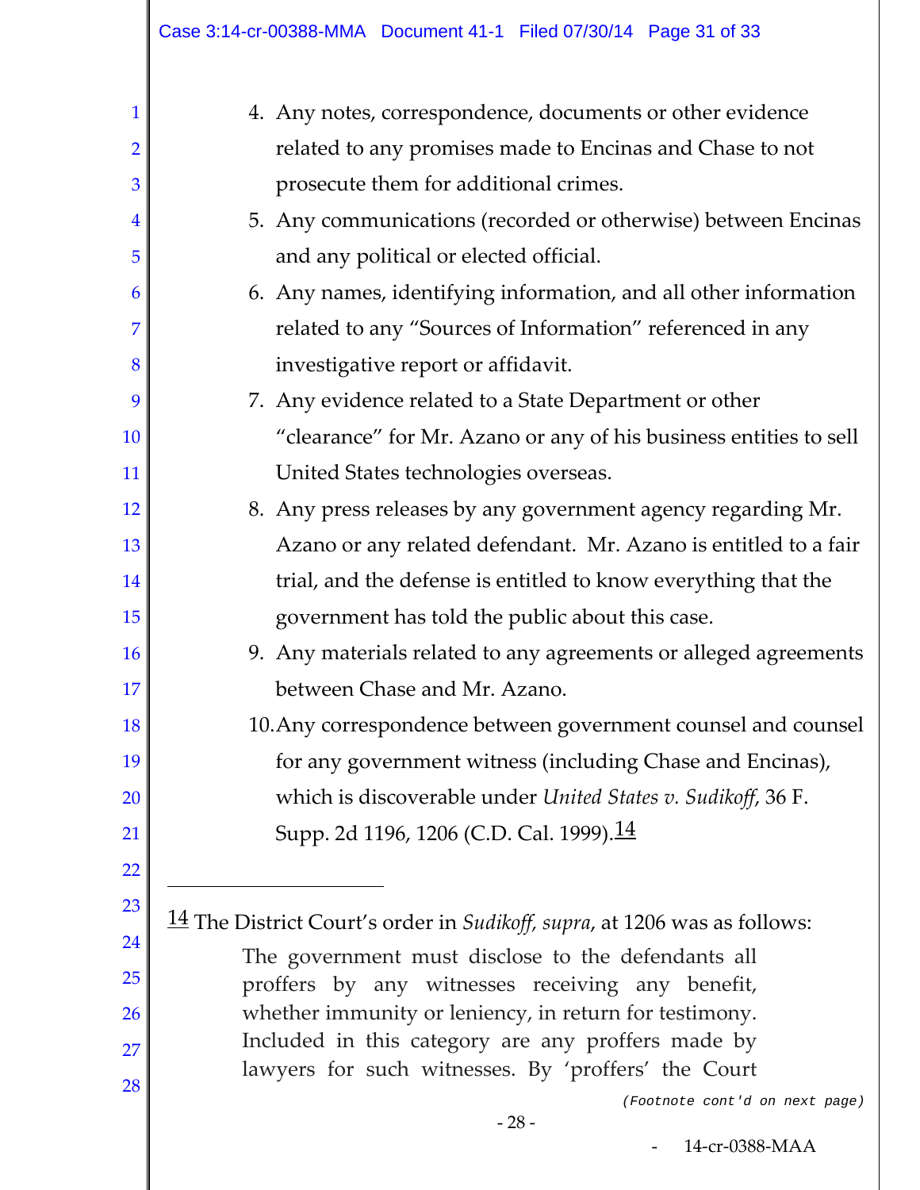4. Any notes, correspondence, documents or other evidence related to any promises made to Encinas and Chase to not prosecute them for additional crimes.
5. Any communications (recorded or otherwise) between Encinas and any political or elected official.
6. Any names, identifying information, and all other information related to any "Sources of Information" referenced in any investigative report or affidavit.
7. Any evidence related to a State Department or other "clearance" for Mr. Azano or any of his business entities to sell United States technologies overseas.
8. Any press releases by any government agency regarding Mr. Azano or any related defendant. Mr. Azano is entitled to a fair trial, and the defense is entitled to know everything that the government has told the public about this case.
9. Any materials related to any agreements or alleged agreements between Chase and Mr. Azano.
10. Any correspondence between government counsel and counsel for any government witness (including Chase and Encinas), which is discoverable under *United States v. Sudikoff*, 36 F. Supp. 2d 1196, 1206 (C.D. Cal. 1999).[14]

---

[14] The District Court's order in *Sudikoff, supra*, at 1206 was as follows:

> The government must disclose to the defendants all proffers by any witnesses receiving any benefit, whether immunity or leniency, in return for testimony. Included in this category are any proffers made by lawyers for such witnesses. By 'proffers' the Court

*(Footnote cont'd on next page)*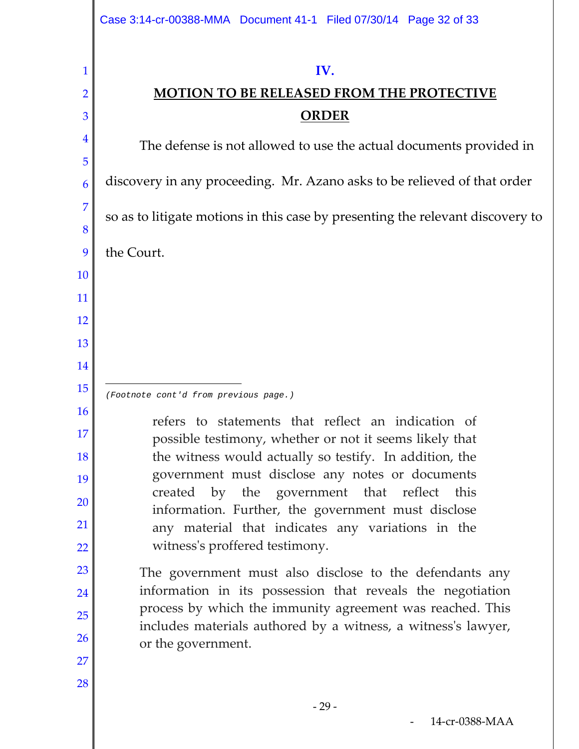## IV.

## MOTION TO BE RELEASED FROM THE PROTECTIVE ORDER

The defense is not allowed to use the actual documents provided in discovery in any proceeding. Mr. Azano asks to be relieved of that order so as to litigate motions in this case by presenting the relevant discovery to the Court.

---

*(Footnote cont'd from previous page.)*

> refers to statements that reflect an indication of possible testimony, whether or not it seems likely that the witness would actually so testify. In addition, the government must disclose any notes or documents created by the government that reflect this information. Further, the government must disclose any material that indicates any variations in the witness's proffered testimony.

> The government must also disclose to the defendants any information in its possession that reveals the negotiation process by which the immunity agreement was reached. This includes materials authored by a witness, a witness's lawyer, or the government.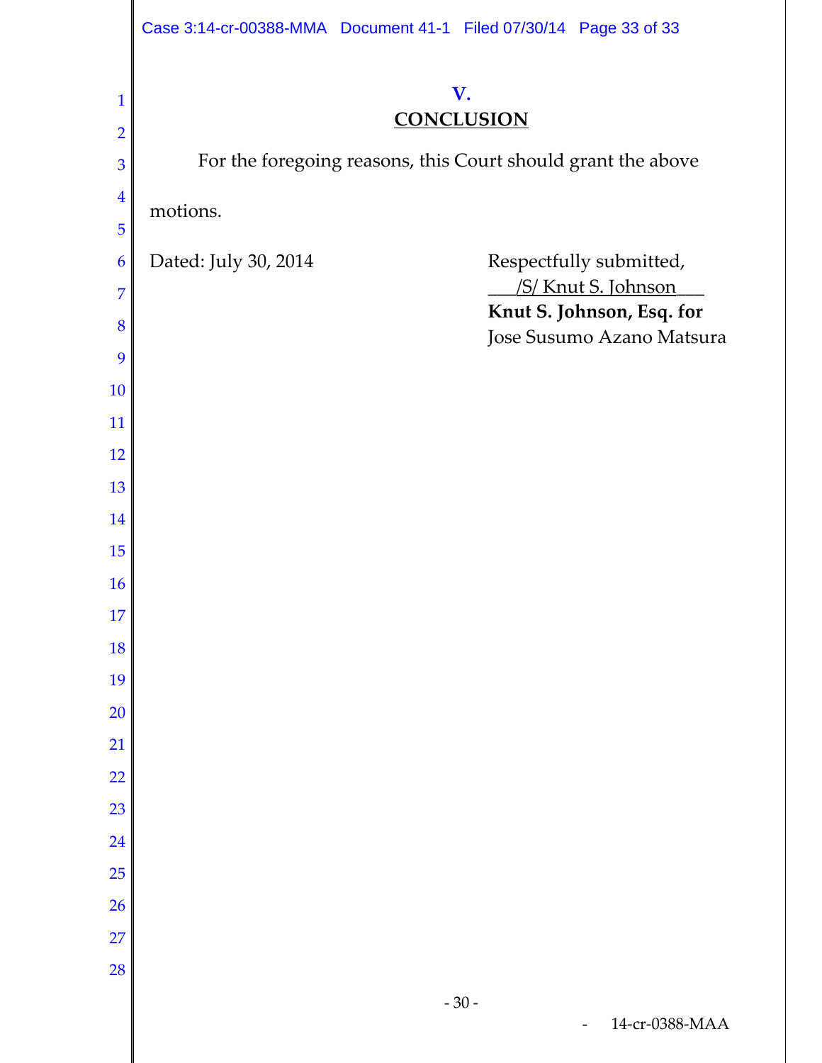# V.
# CONCLUSION

For the foregoing reasons, this Court should grant the above motions.

Dated: July 30, 2014

Respectfully submitted,
___/S/ Knut S. Johnson___
**Knut S. Johnson, Esq. for**
Jose Susumo Azano Matsura